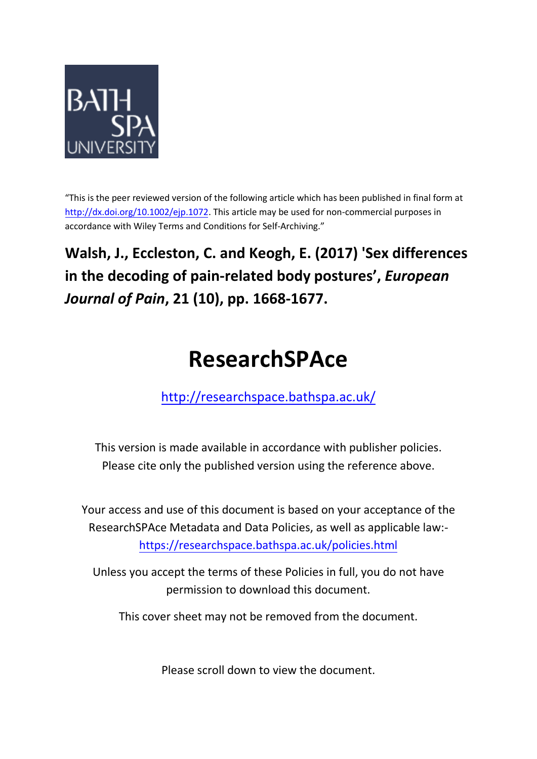"This is the peer reviewed version of the following article which has been published in final form at http://dx.doi.org/10.1002/ejp.1072. This article may be used for non-commercial purposes in accordance with Wiley Terms and Conditions for Self-Archiving."

**Walsh, J., Eccleston, C. and Keogh, E. (2017) 'Sex differences in the decoding of pain-related body postures', *European Journal of Pain*, 21 (10), pp. 1668-1677.**

# ResearchSPAce

http://researchspace.bathspa.ac.uk/

This version is made available in accordance with publisher policies. Please cite only the published version using the reference above.

Your access and use of this document is based on your acceptance of the ResearchSPAce Metadata and Data Policies, as well as applicable law:- https://researchspace.bathspa.ac.uk/policies.html

Unless you accept the terms of these Policies in full, you do not have permission to download this document.

This cover sheet may not be removed from the document.

Please scroll down to view the document.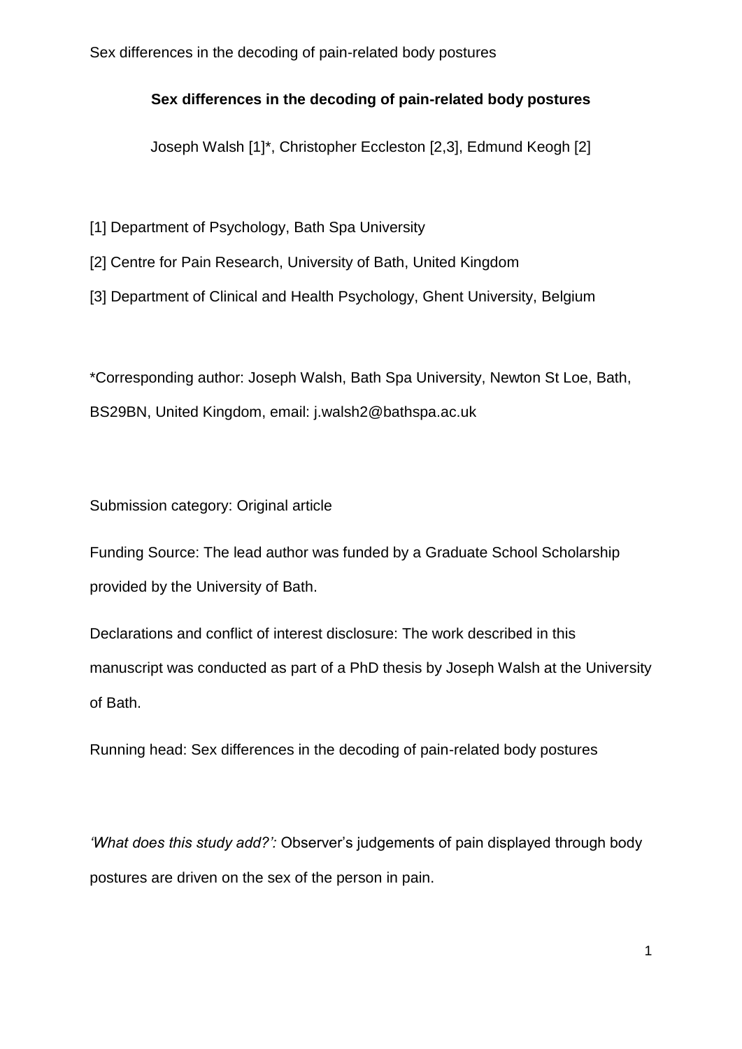# Sex differences in the decoding of pain-related body postures

Joseph Walsh [1]*, Christopher Eccleston [2,3], Edmund Keogh [2]

[1] Department of Psychology, Bath Spa University

[2] Centre for Pain Research, University of Bath, United Kingdom

[3] Department of Clinical and Health Psychology, Ghent University, Belgium

*Corresponding author: Joseph Walsh, Bath Spa University, Newton St Loe, Bath, BS29BN, United Kingdom, email: j.walsh2@bathspa.ac.uk

Submission category: Original article

Funding Source: The lead author was funded by a Graduate School Scholarship provided by the University of Bath.

Declarations and conflict of interest disclosure: The work described in this manuscript was conducted as part of a PhD thesis by Joseph Walsh at the University of Bath.

Running head: Sex differences in the decoding of pain-related body postures

*'What does this study add?':* Observer's judgements of pain displayed through body postures are driven on the sex of the person in pain.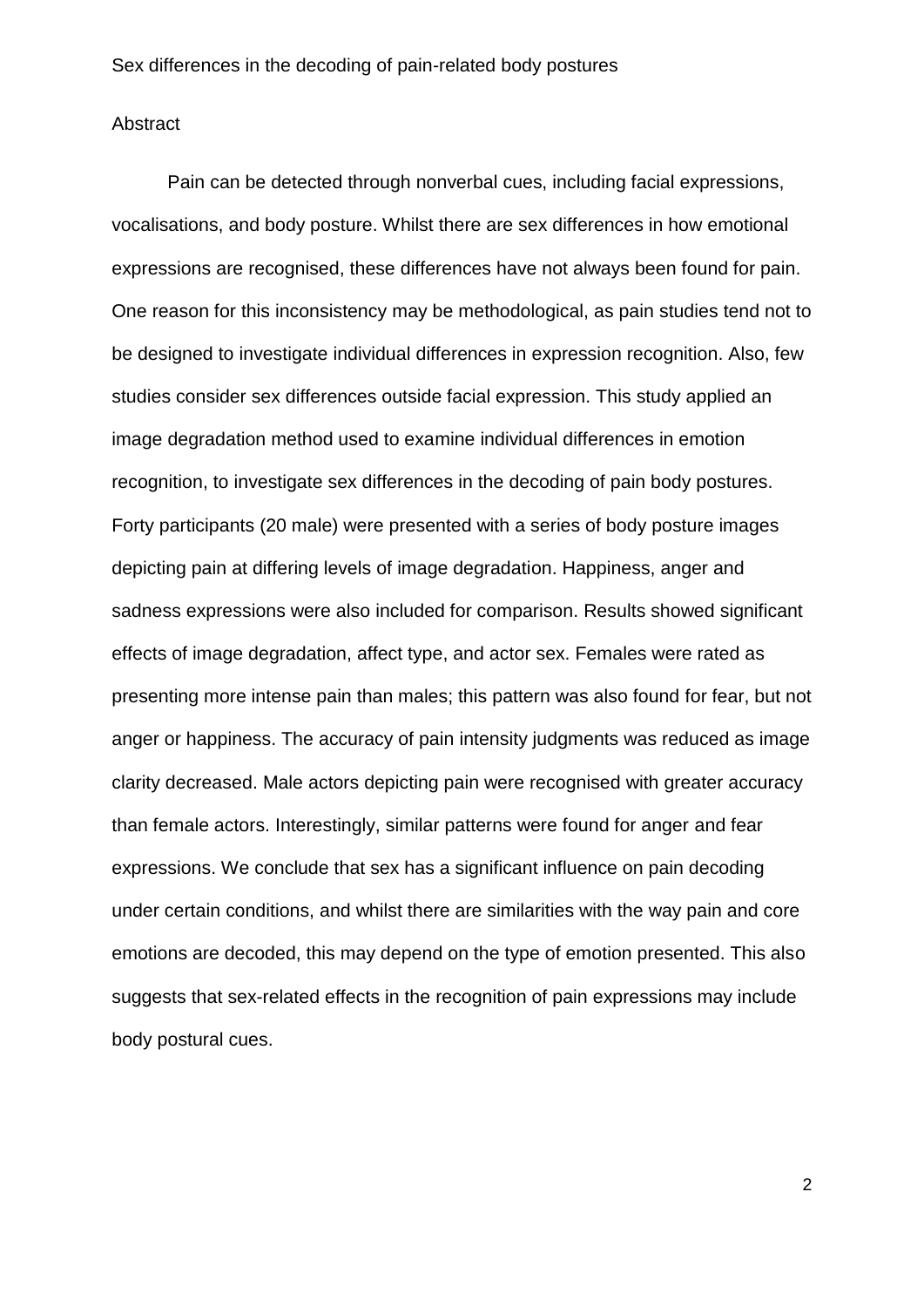Sex differences in the decoding of pain-related body postures

## Abstract

Pain can be detected through nonverbal cues, including facial expressions, vocalisations, and body posture. Whilst there are sex differences in how emotional expressions are recognised, these differences have not always been found for pain. One reason for this inconsistency may be methodological, as pain studies tend not to be designed to investigate individual differences in expression recognition. Also, few studies consider sex differences outside facial expression. This study applied an image degradation method used to examine individual differences in emotion recognition, to investigate sex differences in the decoding of pain body postures. Forty participants (20 male) were presented with a series of body posture images depicting pain at differing levels of image degradation. Happiness, anger and sadness expressions were also included for comparison. Results showed significant effects of image degradation, affect type, and actor sex. Females were rated as presenting more intense pain than males; this pattern was also found for fear, but not anger or happiness. The accuracy of pain intensity judgments was reduced as image clarity decreased. Male actors depicting pain were recognised with greater accuracy than female actors. Interestingly, similar patterns were found for anger and fear expressions. We conclude that sex has a significant influence on pain decoding under certain conditions, and whilst there are similarities with the way pain and core emotions are decoded, this may depend on the type of emotion presented. This also suggests that sex-related effects in the recognition of pain expressions may include body postural cues.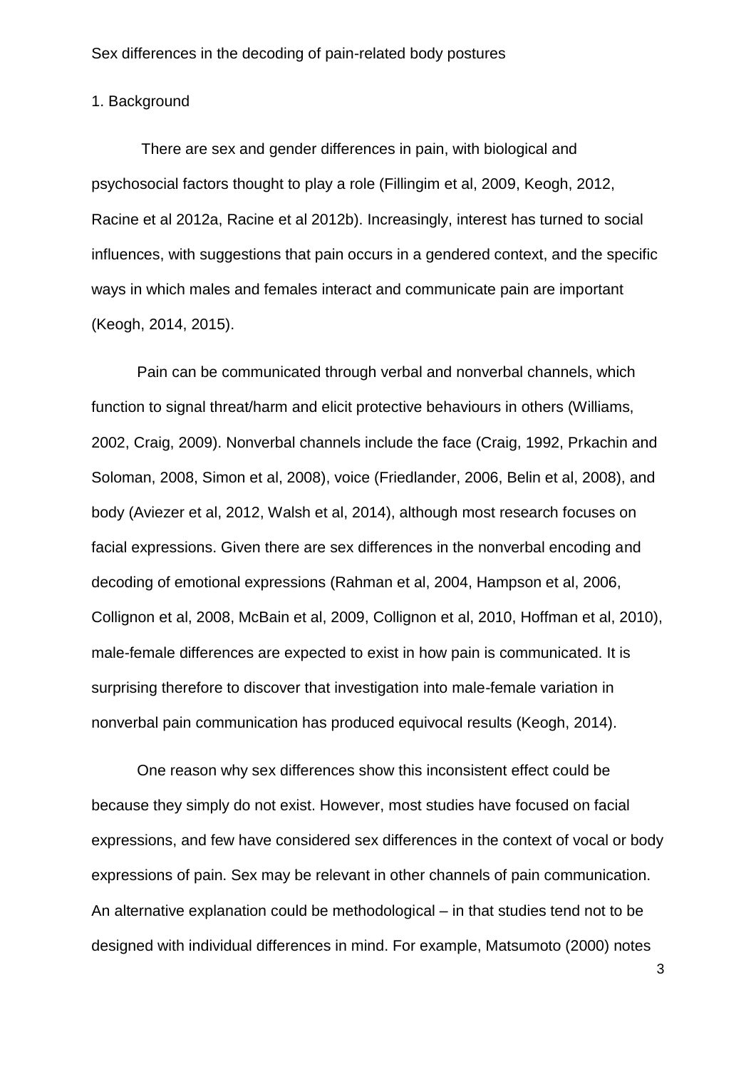Sex differences in the decoding of pain-related body postures

## 1. Background

There are sex and gender differences in pain, with biological and psychosocial factors thought to play a role (Fillingim et al, 2009, Keogh, 2012, Racine et al 2012a, Racine et al 2012b). Increasingly, interest has turned to social influences, with suggestions that pain occurs in a gendered context, and the specific ways in which males and females interact and communicate pain are important (Keogh, 2014, 2015).

Pain can be communicated through verbal and nonverbal channels, which function to signal threat/harm and elicit protective behaviours in others (Williams, 2002, Craig, 2009). Nonverbal channels include the face (Craig, 1992, Prkachin and Soloman, 2008, Simon et al, 2008), voice (Friedlander, 2006, Belin et al, 2008), and body (Aviezer et al, 2012, Walsh et al, 2014), although most research focuses on facial expressions. Given there are sex differences in the nonverbal encoding and decoding of emotional expressions (Rahman et al, 2004, Hampson et al, 2006, Collignon et al, 2008, McBain et al, 2009, Collignon et al, 2010, Hoffman et al, 2010), male-female differences are expected to exist in how pain is communicated. It is surprising therefore to discover that investigation into male-female variation in nonverbal pain communication has produced equivocal results (Keogh, 2014).

One reason why sex differences show this inconsistent effect could be because they simply do not exist. However, most studies have focused on facial expressions, and few have considered sex differences in the context of vocal or body expressions of pain. Sex may be relevant in other channels of pain communication. An alternative explanation could be methodological – in that studies tend not to be designed with individual differences in mind. For example, Matsumoto (2000) notes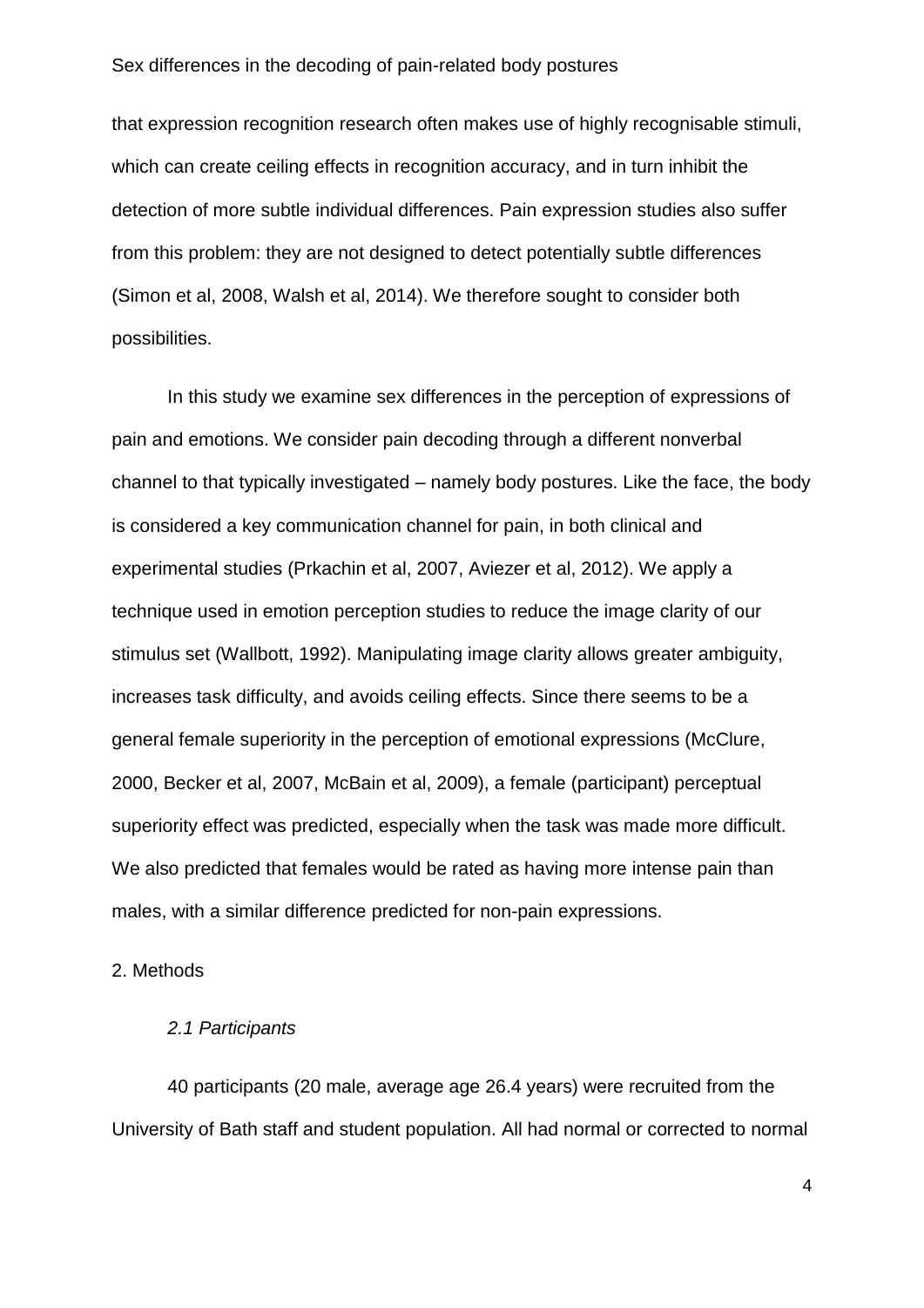that expression recognition research often makes use of highly recognisable stimuli, which can create ceiling effects in recognition accuracy, and in turn inhibit the detection of more subtle individual differences. Pain expression studies also suffer from this problem: they are not designed to detect potentially subtle differences (Simon et al, 2008, Walsh et al, 2014). We therefore sought to consider both possibilities.

In this study we examine sex differences in the perception of expressions of pain and emotions. We consider pain decoding through a different nonverbal channel to that typically investigated – namely body postures. Like the face, the body is considered a key communication channel for pain, in both clinical and experimental studies (Prkachin et al, 2007, Aviezer et al, 2012). We apply a technique used in emotion perception studies to reduce the image clarity of our stimulus set (Wallbott, 1992). Manipulating image clarity allows greater ambiguity, increases task difficulty, and avoids ceiling effects. Since there seems to be a general female superiority in the perception of emotional expressions (McClure, 2000, Becker et al, 2007, McBain et al, 2009), a female (participant) perceptual superiority effect was predicted, especially when the task was made more difficult. We also predicted that females would be rated as having more intense pain than males, with a similar difference predicted for non-pain expressions.

## 2. Methods

### *2.1 Participants*

40 participants (20 male, average age 26.4 years) were recruited from the University of Bath staff and student population. All had normal or corrected to normal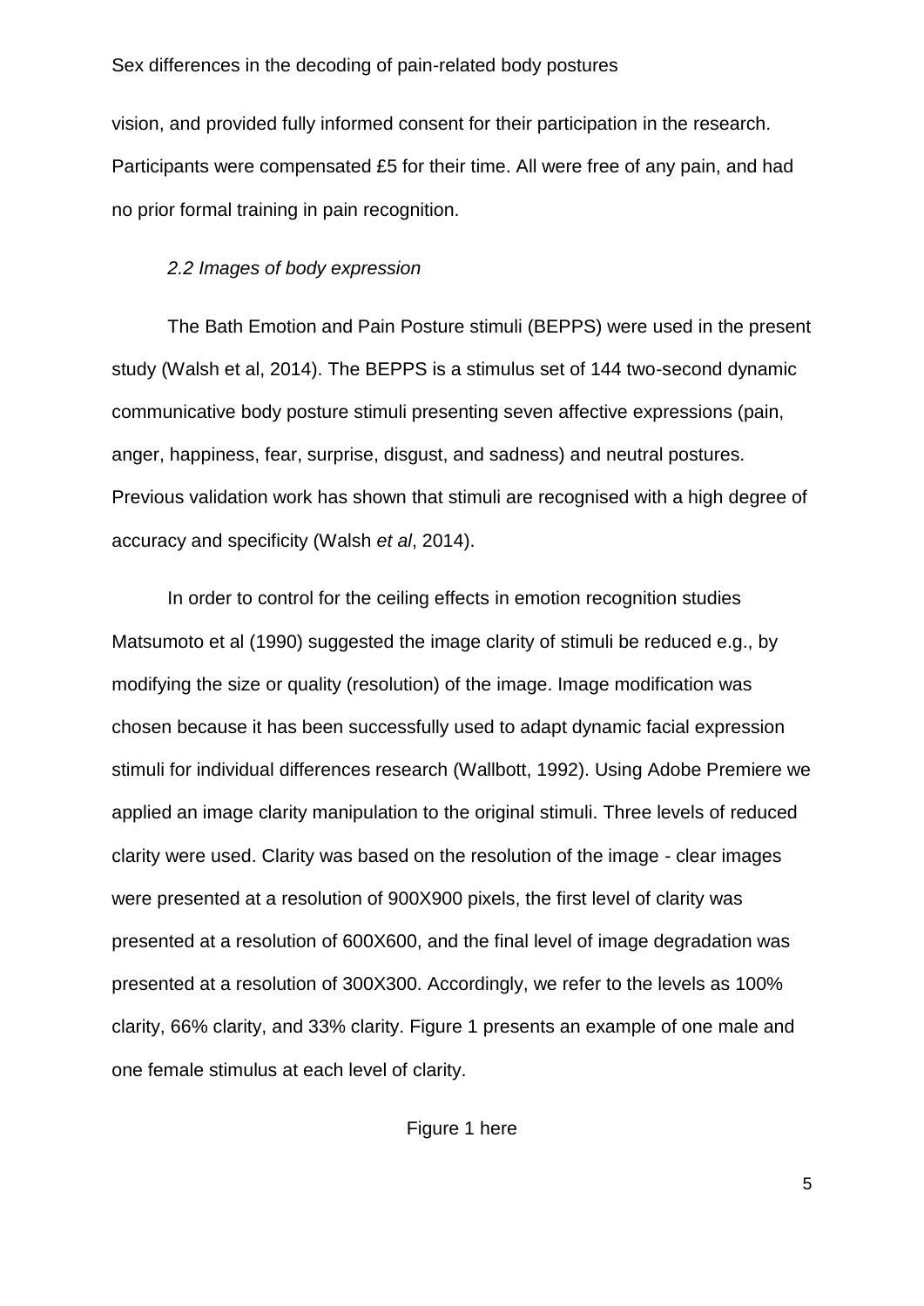vision, and provided fully informed consent for their participation in the research. Participants were compensated £5 for their time. All were free of any pain, and had no prior formal training in pain recognition.

### *2.2 Images of body expression*

The Bath Emotion and Pain Posture stimuli (BEPPS) were used in the present study (Walsh et al, 2014). The BEPPS is a stimulus set of 144 two-second dynamic communicative body posture stimuli presenting seven affective expressions (pain, anger, happiness, fear, surprise, disgust, and sadness) and neutral postures. Previous validation work has shown that stimuli are recognised with a high degree of accuracy and specificity (Walsh *et al*, 2014).

In order to control for the ceiling effects in emotion recognition studies Matsumoto et al (1990) suggested the image clarity of stimuli be reduced e.g., by modifying the size or quality (resolution) of the image. Image modification was chosen because it has been successfully used to adapt dynamic facial expression stimuli for individual differences research (Wallbott, 1992). Using Adobe Premiere we applied an image clarity manipulation to the original stimuli. Three levels of reduced clarity were used. Clarity was based on the resolution of the image - clear images were presented at a resolution of 900X900 pixels, the first level of clarity was presented at a resolution of 600X600, and the final level of image degradation was presented at a resolution of 300X300. Accordingly, we refer to the levels as 100% clarity, 66% clarity, and 33% clarity. Figure 1 presents an example of one male and one female stimulus at each level of clarity.

Figure 1 here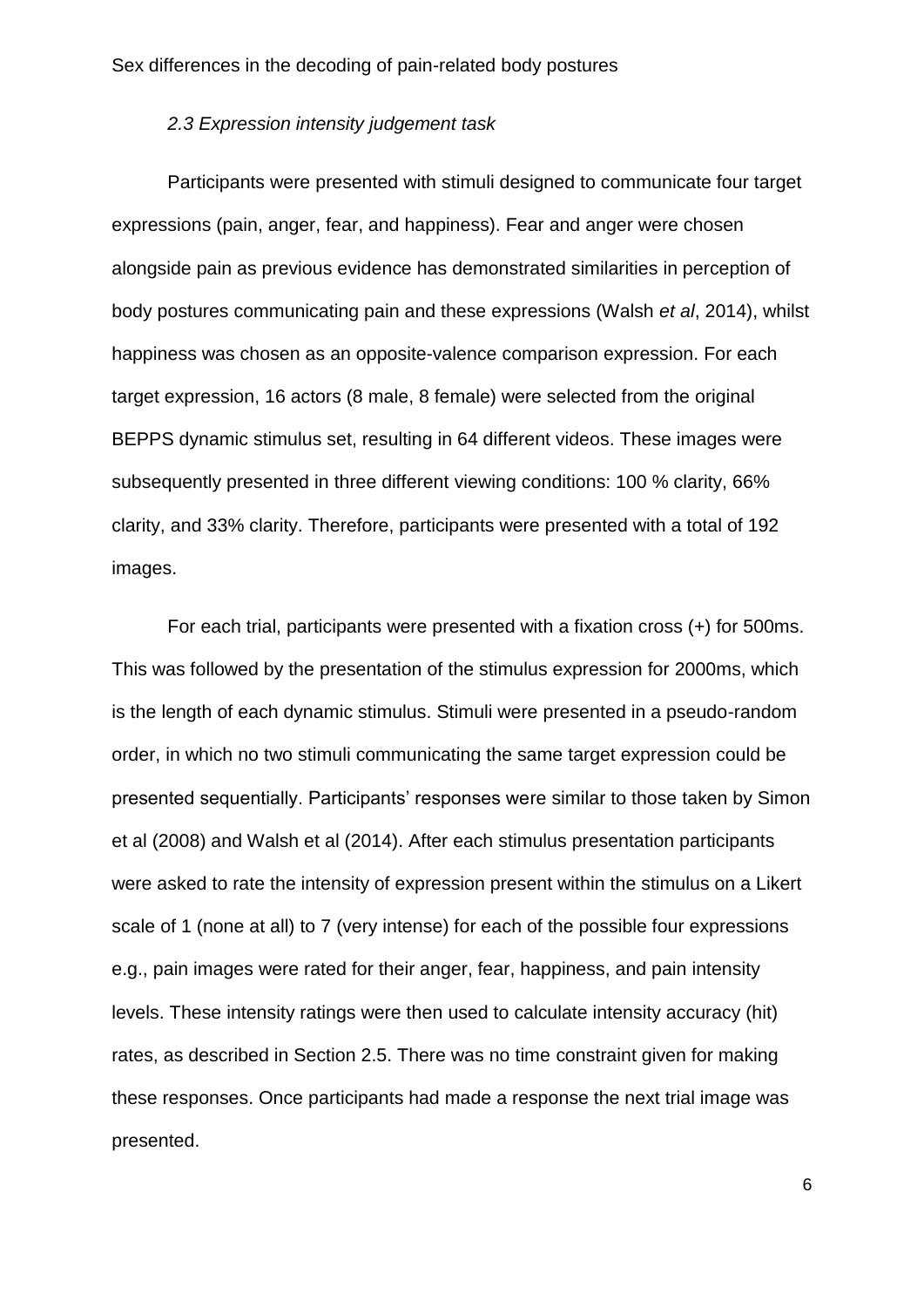### *2.3 Expression intensity judgement task*

Participants were presented with stimuli designed to communicate four target expressions (pain, anger, fear, and happiness). Fear and anger were chosen alongside pain as previous evidence has demonstrated similarities in perception of body postures communicating pain and these expressions (Walsh *et al*, 2014), whilst happiness was chosen as an opposite-valence comparison expression. For each target expression, 16 actors (8 male, 8 female) were selected from the original BEPPS dynamic stimulus set, resulting in 64 different videos. These images were subsequently presented in three different viewing conditions: 100 % clarity, 66% clarity, and 33% clarity. Therefore, participants were presented with a total of 192 images.

For each trial, participants were presented with a fixation cross (+) for 500ms. This was followed by the presentation of the stimulus expression for 2000ms, which is the length of each dynamic stimulus. Stimuli were presented in a pseudo-random order, in which no two stimuli communicating the same target expression could be presented sequentially. Participants' responses were similar to those taken by Simon et al (2008) and Walsh et al (2014). After each stimulus presentation participants were asked to rate the intensity of expression present within the stimulus on a Likert scale of 1 (none at all) to 7 (very intense) for each of the possible four expressions e.g., pain images were rated for their anger, fear, happiness, and pain intensity levels. These intensity ratings were then used to calculate intensity accuracy (hit) rates, as described in Section 2.5. There was no time constraint given for making these responses. Once participants had made a response the next trial image was presented.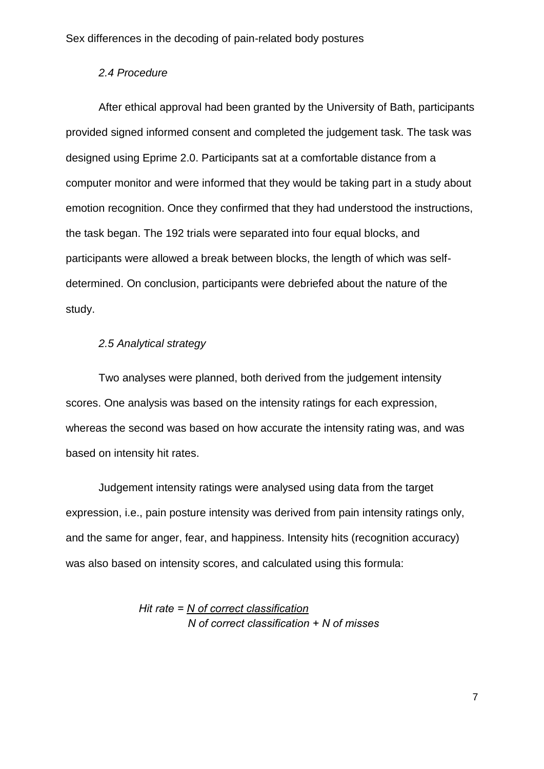### *2.4 Procedure*

After ethical approval had been granted by the University of Bath, participants provided signed informed consent and completed the judgement task. The task was designed using Eprime 2.0. Participants sat at a comfortable distance from a computer monitor and were informed that they would be taking part in a study about emotion recognition. Once they confirmed that they had understood the instructions, the task began. The 192 trials were separated into four equal blocks, and participants were allowed a break between blocks, the length of which was self-determined. On conclusion, participants were debriefed about the nature of the study.

### *2.5 Analytical strategy*

Two analyses were planned, both derived from the judgement intensity scores. One analysis was based on the intensity ratings for each expression, whereas the second was based on how accurate the intensity rating was, and was based on intensity hit rates.

Judgement intensity ratings were analysed using data from the target expression, i.e., pain posture intensity was derived from pain intensity ratings only, and the same for anger, fear, and happiness. Intensity hits (recognition accuracy) was also based on intensity scores, and calculated using this formula:

$$\text{Hit rate} = \frac{\text{N of correct classification}}{\text{N of correct classification} + \text{N of misses}}$$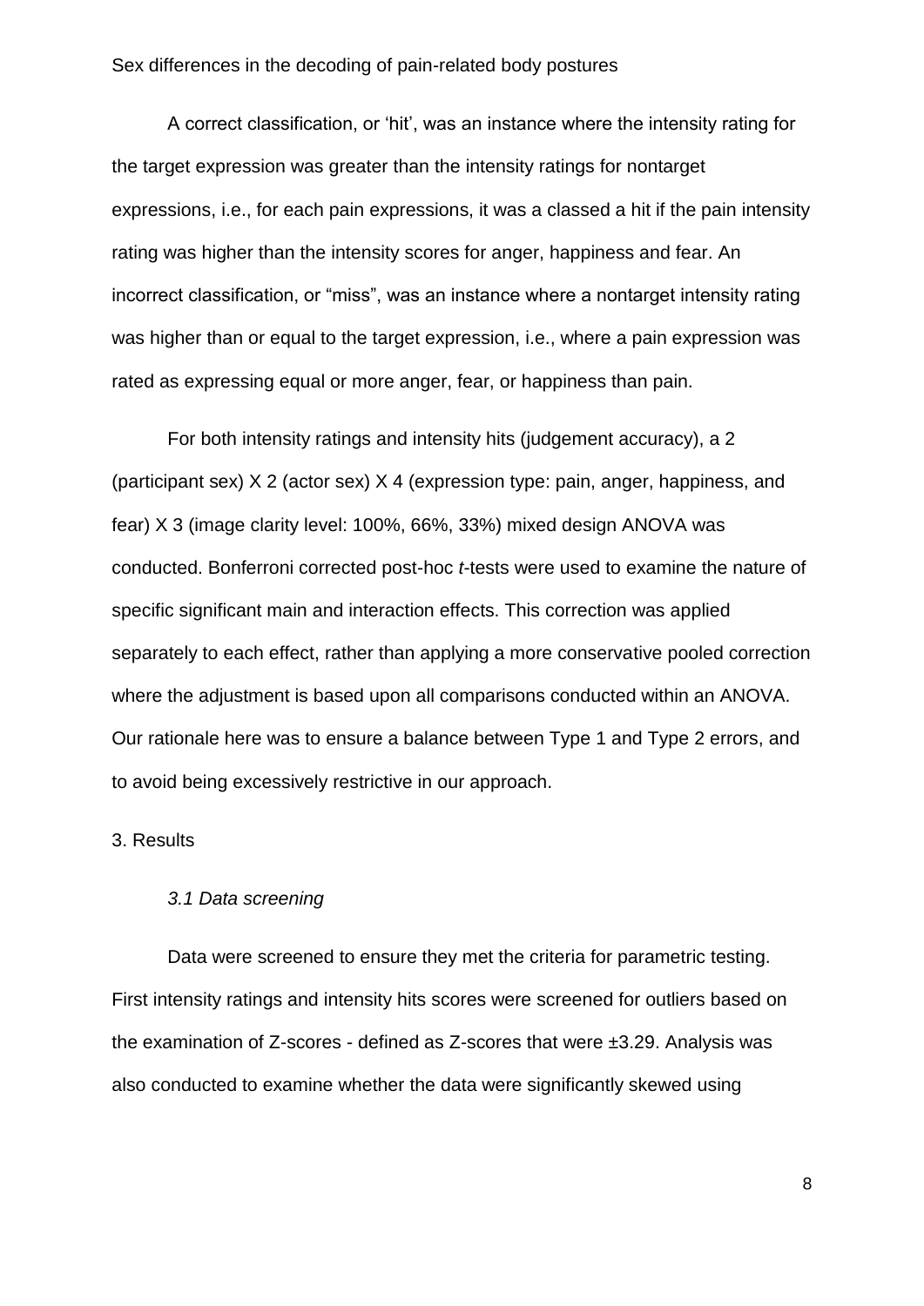A correct classification, or 'hit', was an instance where the intensity rating for the target expression was greater than the intensity ratings for nontarget expressions, i.e., for each pain expressions, it was a classed a hit if the pain intensity rating was higher than the intensity scores for anger, happiness and fear. An incorrect classification, or "miss", was an instance where a nontarget intensity rating was higher than or equal to the target expression, i.e., where a pain expression was rated as expressing equal or more anger, fear, or happiness than pain.

For both intensity ratings and intensity hits (judgement accuracy), a 2 (participant sex) X 2 (actor sex) X 4 (expression type: pain, anger, happiness, and fear) X 3 (image clarity level: 100%, 66%, 33%) mixed design ANOVA was conducted. Bonferroni corrected post-hoc *t*-tests were used to examine the nature of specific significant main and interaction effects. This correction was applied separately to each effect, rather than applying a more conservative pooled correction where the adjustment is based upon all comparisons conducted within an ANOVA. Our rationale here was to ensure a balance between Type 1 and Type 2 errors, and to avoid being excessively restrictive in our approach.

## 3. Results

### *3.1 Data screening*

Data were screened to ensure they met the criteria for parametric testing. First intensity ratings and intensity hits scores were screened for outliers based on the examination of Z-scores - defined as Z-scores that were ±3.29. Analysis was also conducted to examine whether the data were significantly skewed using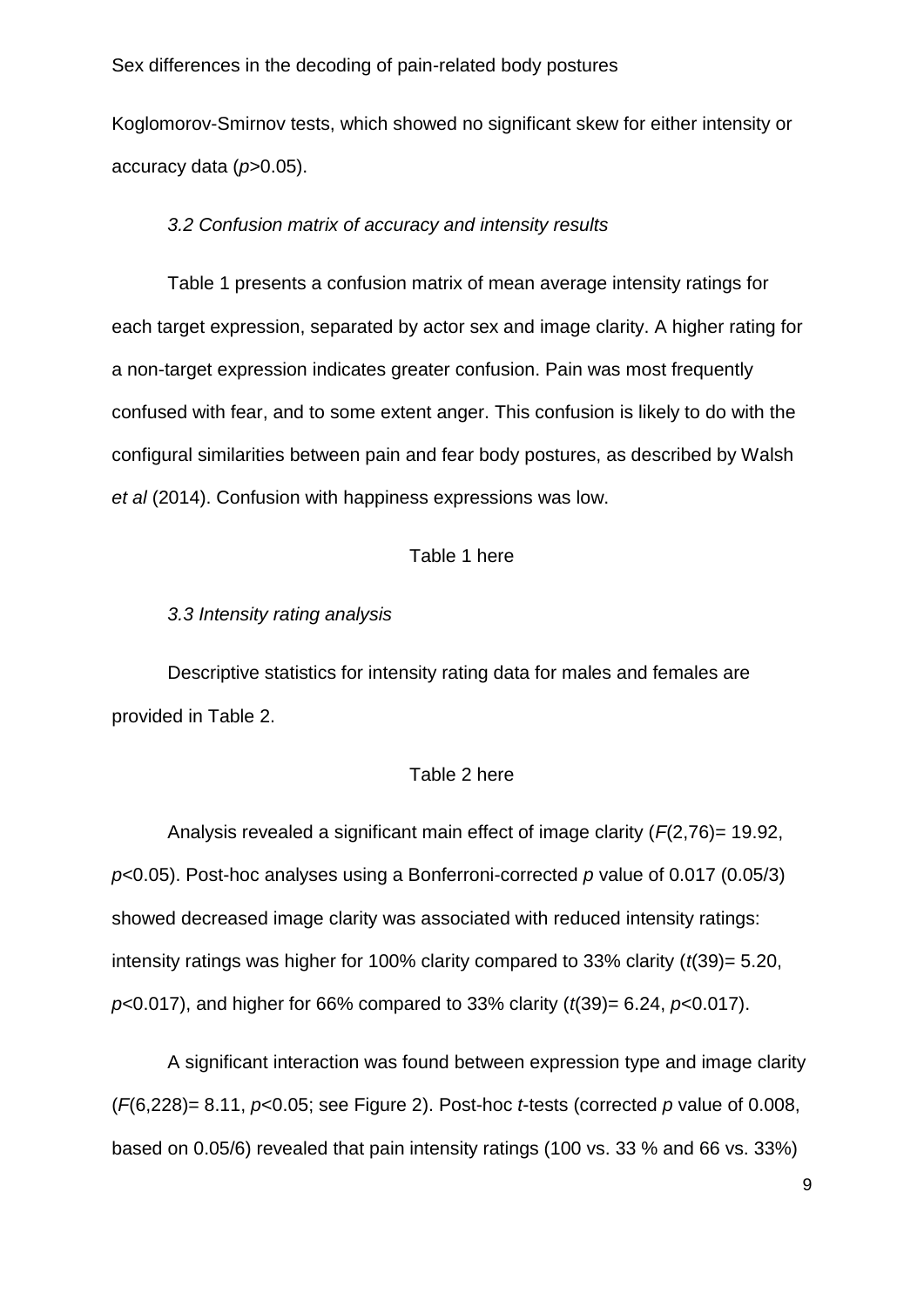Koglomorov-Smirnov tests, which showed no significant skew for either intensity or accuracy data ($p>0.05$).

### *3.2 Confusion matrix of accuracy and intensity results*

Table 1 presents a confusion matrix of mean average intensity ratings for each target expression, separated by actor sex and image clarity. A higher rating for a non-target expression indicates greater confusion. Pain was most frequently confused with fear, and to some extent anger. This confusion is likely to do with the configural similarities between pain and fear body postures, as described by Walsh *et al* (2014). Confusion with happiness expressions was low.

Table 1 here

### *3.3 Intensity rating analysis*

Descriptive statistics for intensity rating data for males and females are provided in Table 2.

Table 2 here

Analysis revealed a significant main effect of image clarity ($F(2,76)= 19.92$, $p<0.05$). Post-hoc analyses using a Bonferroni-corrected $p$ value of 0.017 (0.05/3) showed decreased image clarity was associated with reduced intensity ratings: intensity ratings was higher for 100% clarity compared to 33% clarity ($t(39)= 5.20$, $p<0.017$), and higher for 66% compared to 33% clarity ($t(39)= 6.24$, $p<0.017$).

A significant interaction was found between expression type and image clarity ($F(6,228)= 8.11$, $p<0.05$; see Figure 2). Post-hoc $t$-tests (corrected $p$ value of 0.008, based on 0.05/6) revealed that pain intensity ratings (100 vs. 33 % and 66 vs. 33%)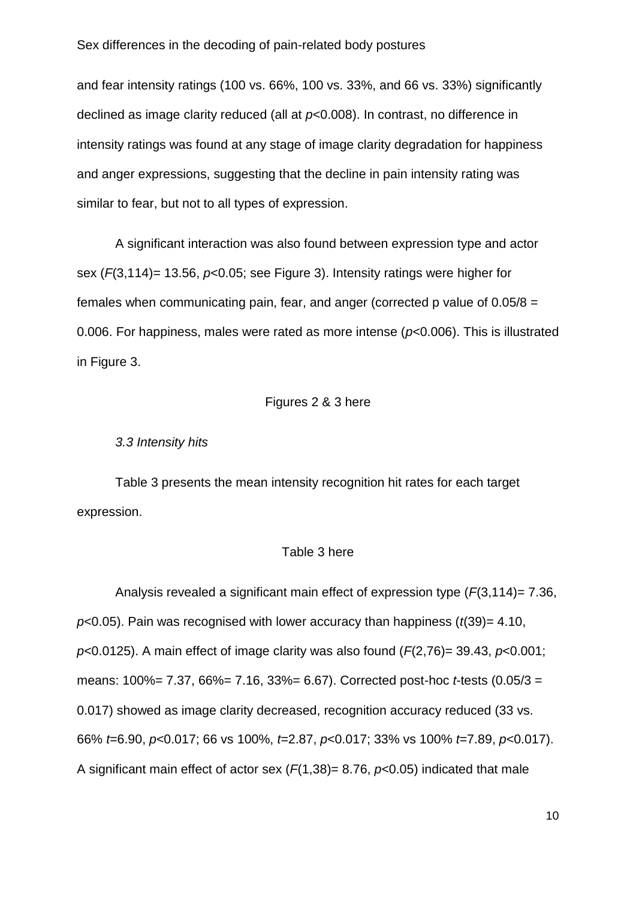and fear intensity ratings (100 vs. 66%, 100 vs. 33%, and 66 vs. 33%) significantly declined as image clarity reduced (all at $p<0.008$). In contrast, no difference in intensity ratings was found at any stage of image clarity degradation for happiness and anger expressions, suggesting that the decline in pain intensity rating was similar to fear, but not to all types of expression.

A significant interaction was also found between expression type and actor sex ($F(3,114)= 13.56$, $p<0.05$; see Figure 3). Intensity ratings were higher for females when communicating pain, fear, and anger (corrected p value of $0.05/8 = 0.006$. For happiness, males were rated as more intense ($p<0.006$). This is illustrated in Figure 3.

Figures 2 & 3 here

*3.3 Intensity hits*

Table 3 presents the mean intensity recognition hit rates for each target expression.

Table 3 here

Analysis revealed a significant main effect of expression type ($F(3,114)= 7.36$, $p<0.05$). Pain was recognised with lower accuracy than happiness ($t(39)= 4.10$, $p<0.0125$). A main effect of image clarity was also found ($F(2,76)= 39.43$, $p<0.001$; means: 100%= 7.37, 66%= 7.16, 33%= 6.67). Corrected post-hoc *t*-tests ($0.05/3 = 0.017$) showed as image clarity decreased, recognition accuracy reduced (33 vs. 66% $t$=6.90, $p<0.017$; 66 vs 100%, $t$=2.87, $p<0.017$; 33% vs 100% $t$=7.89, $p<0.017$). A significant main effect of actor sex ($F(1,38)= 8.76$, $p<0.05$) indicated that male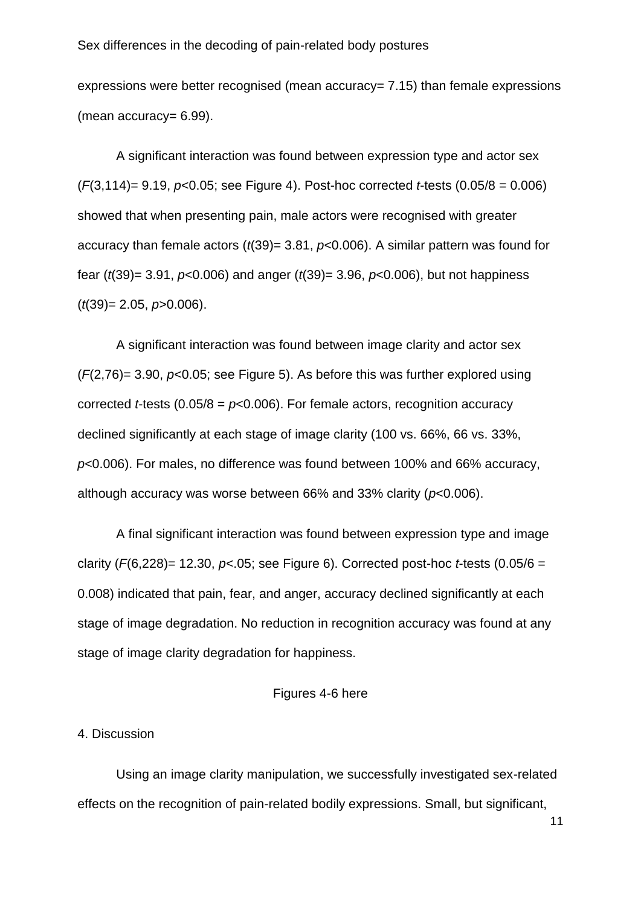expressions were better recognised (mean accuracy= 7.15) than female expressions (mean accuracy= 6.99).

A significant interaction was found between expression type and actor sex ($F(3,114)= 9.19$, $p<0.05$; see Figure 4). Post-hoc corrected *t*-tests ($0.05/8 = 0.006$) showed that when presenting pain, male actors were recognised with greater accuracy than female actors ($t(39)= 3.81$, $p<0.006$). A similar pattern was found for fear ($t(39)= 3.91$, $p<0.006$) and anger ($t(39)= 3.96$, $p<0.006$), but not happiness ($t(39)= 2.05$, $p>0.006$).

A significant interaction was found between image clarity and actor sex ($F(2,76)= 3.90$, $p<0.05$; see Figure 5). As before this was further explored using corrected *t*-tests ($0.05/8 = p<0.006$). For female actors, recognition accuracy declined significantly at each stage of image clarity (100 vs. 66%, 66 vs. 33%, $p<0.006$). For males, no difference was found between 100% and 66% accuracy, although accuracy was worse between 66% and 33% clarity ($p<0.006$).

A final significant interaction was found between expression type and image clarity ($F(6,228)= 12.30$, $p<.05$; see Figure 6). Corrected post-hoc *t*-tests ($0.05/6 = 0.008$) indicated that pain, fear, and anger, accuracy declined significantly at each stage of image degradation. No reduction in recognition accuracy was found at any stage of image clarity degradation for happiness.

Figures 4-6 here

## 4. Discussion

Using an image clarity manipulation, we successfully investigated sex-related effects on the recognition of pain-related bodily expressions. Small, but significant,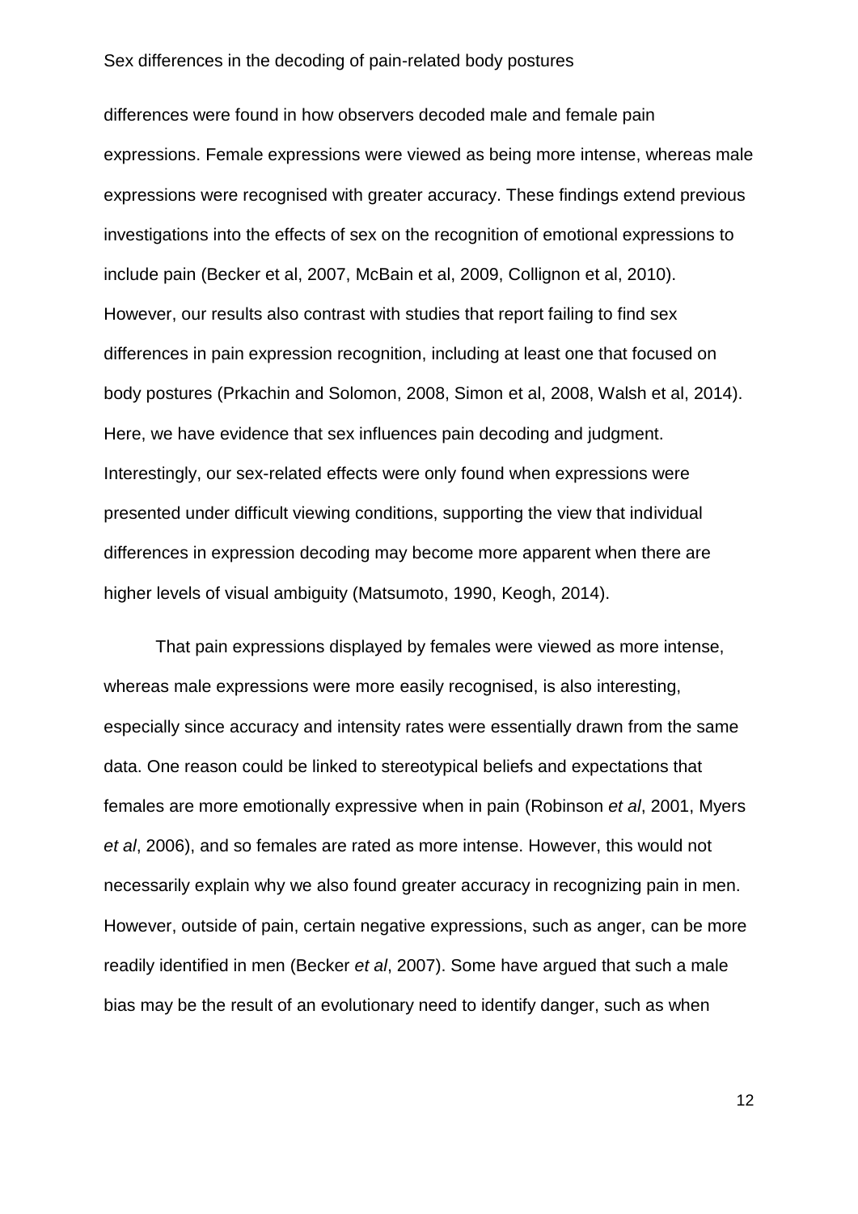differences were found in how observers decoded male and female pain expressions. Female expressions were viewed as being more intense, whereas male expressions were recognised with greater accuracy. These findings extend previous investigations into the effects of sex on the recognition of emotional expressions to include pain (Becker et al, 2007, McBain et al, 2009, Collignon et al, 2010). However, our results also contrast with studies that report failing to find sex differences in pain expression recognition, including at least one that focused on body postures (Prkachin and Solomon, 2008, Simon et al, 2008, Walsh et al, 2014). Here, we have evidence that sex influences pain decoding and judgment. Interestingly, our sex-related effects were only found when expressions were presented under difficult viewing conditions, supporting the view that individual differences in expression decoding may become more apparent when there are higher levels of visual ambiguity (Matsumoto, 1990, Keogh, 2014).

That pain expressions displayed by females were viewed as more intense, whereas male expressions were more easily recognised, is also interesting, especially since accuracy and intensity rates were essentially drawn from the same data. One reason could be linked to stereotypical beliefs and expectations that females are more emotionally expressive when in pain (Robinson *et al*, 2001, Myers *et al*, 2006), and so females are rated as more intense. However, this would not necessarily explain why we also found greater accuracy in recognizing pain in men. However, outside of pain, certain negative expressions, such as anger, can be more readily identified in men (Becker *et al*, 2007). Some have argued that such a male bias may be the result of an evolutionary need to identify danger, such as when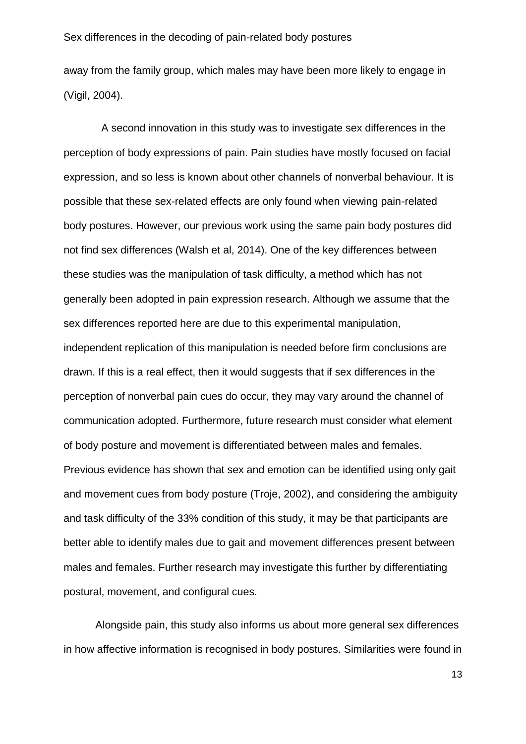away from the family group, which males may have been more likely to engage in (Vigil, 2004).

A second innovation in this study was to investigate sex differences in the perception of body expressions of pain. Pain studies have mostly focused on facial expression, and so less is known about other channels of nonverbal behaviour. It is possible that these sex-related effects are only found when viewing pain-related body postures. However, our previous work using the same pain body postures did not find sex differences (Walsh et al, 2014). One of the key differences between these studies was the manipulation of task difficulty, a method which has not generally been adopted in pain expression research. Although we assume that the sex differences reported here are due to this experimental manipulation, independent replication of this manipulation is needed before firm conclusions are drawn. If this is a real effect, then it would suggests that if sex differences in the perception of nonverbal pain cues do occur, they may vary around the channel of communication adopted. Furthermore, future research must consider what element of body posture and movement is differentiated between males and females. Previous evidence has shown that sex and emotion can be identified using only gait and movement cues from body posture (Troje, 2002), and considering the ambiguity and task difficulty of the 33% condition of this study, it may be that participants are better able to identify males due to gait and movement differences present between males and females. Further research may investigate this further by differentiating postural, movement, and configural cues.

Alongside pain, this study also informs us about more general sex differences in how affective information is recognised in body postures. Similarities were found in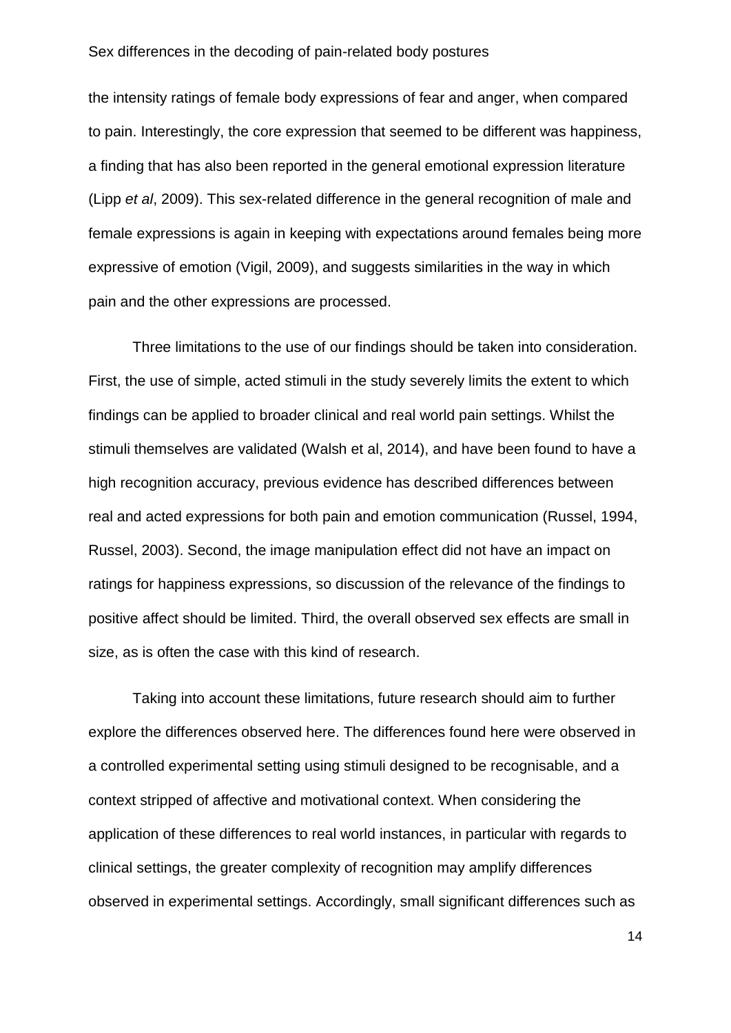the intensity ratings of female body expressions of fear and anger, when compared to pain. Interestingly, the core expression that seemed to be different was happiness, a finding that has also been reported in the general emotional expression literature (Lipp *et al*, 2009). This sex-related difference in the general recognition of male and female expressions is again in keeping with expectations around females being more expressive of emotion (Vigil, 2009), and suggests similarities in the way in which pain and the other expressions are processed.

Three limitations to the use of our findings should be taken into consideration. First, the use of simple, acted stimuli in the study severely limits the extent to which findings can be applied to broader clinical and real world pain settings. Whilst the stimuli themselves are validated (Walsh et al, 2014), and have been found to have a high recognition accuracy, previous evidence has described differences between real and acted expressions for both pain and emotion communication (Russel, 1994, Russel, 2003). Second, the image manipulation effect did not have an impact on ratings for happiness expressions, so discussion of the relevance of the findings to positive affect should be limited. Third, the overall observed sex effects are small in size, as is often the case with this kind of research.

Taking into account these limitations, future research should aim to further explore the differences observed here. The differences found here were observed in a controlled experimental setting using stimuli designed to be recognisable, and a context stripped of affective and motivational context. When considering the application of these differences to real world instances, in particular with regards to clinical settings, the greater complexity of recognition may amplify differences observed in experimental settings. Accordingly, small significant differences such as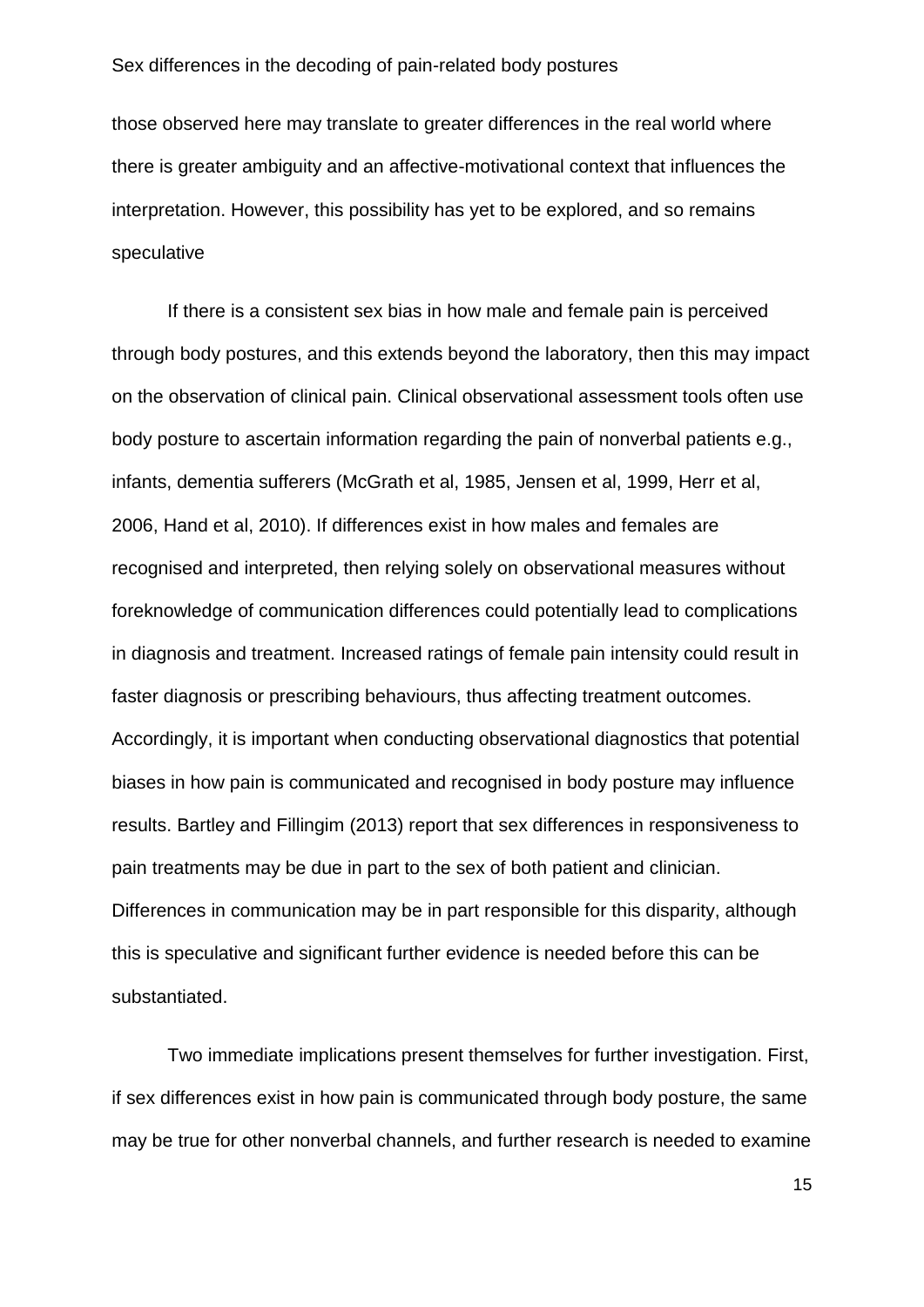those observed here may translate to greater differences in the real world where there is greater ambiguity and an affective-motivational context that influences the interpretation. However, this possibility has yet to be explored, and so remains speculative

If there is a consistent sex bias in how male and female pain is perceived through body postures, and this extends beyond the laboratory, then this may impact on the observation of clinical pain. Clinical observational assessment tools often use body posture to ascertain information regarding the pain of nonverbal patients e.g., infants, dementia sufferers (McGrath et al, 1985, Jensen et al, 1999, Herr et al, 2006, Hand et al, 2010). If differences exist in how males and females are recognised and interpreted, then relying solely on observational measures without foreknowledge of communication differences could potentially lead to complications in diagnosis and treatment. Increased ratings of female pain intensity could result in faster diagnosis or prescribing behaviours, thus affecting treatment outcomes. Accordingly, it is important when conducting observational diagnostics that potential biases in how pain is communicated and recognised in body posture may influence results. Bartley and Fillingim (2013) report that sex differences in responsiveness to pain treatments may be due in part to the sex of both patient and clinician. Differences in communication may be in part responsible for this disparity, although this is speculative and significant further evidence is needed before this can be substantiated.

Two immediate implications present themselves for further investigation. First, if sex differences exist in how pain is communicated through body posture, the same may be true for other nonverbal channels, and further research is needed to examine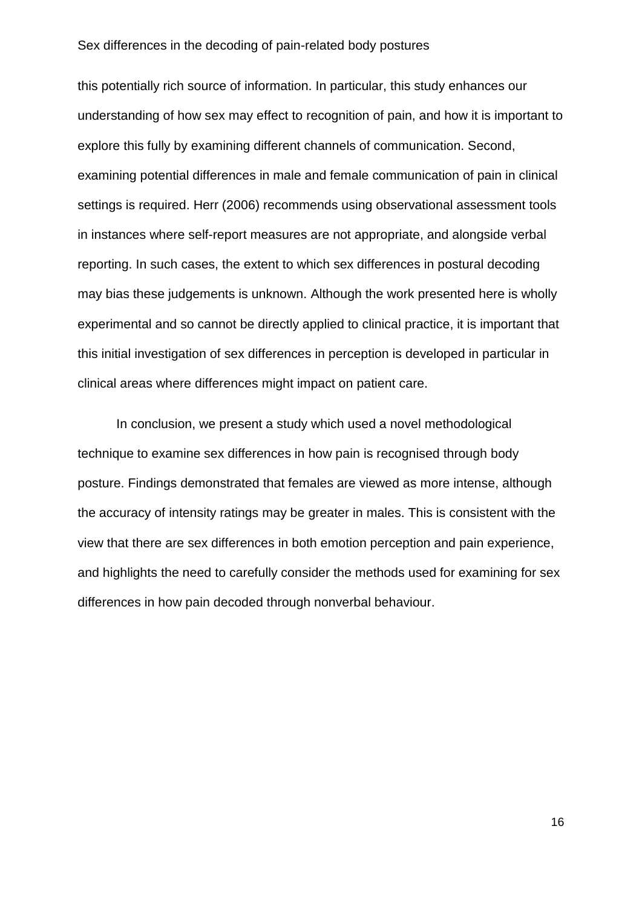this potentially rich source of information. In particular, this study enhances our understanding of how sex may effect to recognition of pain, and how it is important to explore this fully by examining different channels of communication. Second, examining potential differences in male and female communication of pain in clinical settings is required. Herr (2006) recommends using observational assessment tools in instances where self-report measures are not appropriate, and alongside verbal reporting. In such cases, the extent to which sex differences in postural decoding may bias these judgements is unknown. Although the work presented here is wholly experimental and so cannot be directly applied to clinical practice, it is important that this initial investigation of sex differences in perception is developed in particular in clinical areas where differences might impact on patient care.

In conclusion, we present a study which used a novel methodological technique to examine sex differences in how pain is recognised through body posture. Findings demonstrated that females are viewed as more intense, although the accuracy of intensity ratings may be greater in males. This is consistent with the view that there are sex differences in both emotion perception and pain experience, and highlights the need to carefully consider the methods used for examining for sex differences in how pain decoded through nonverbal behaviour.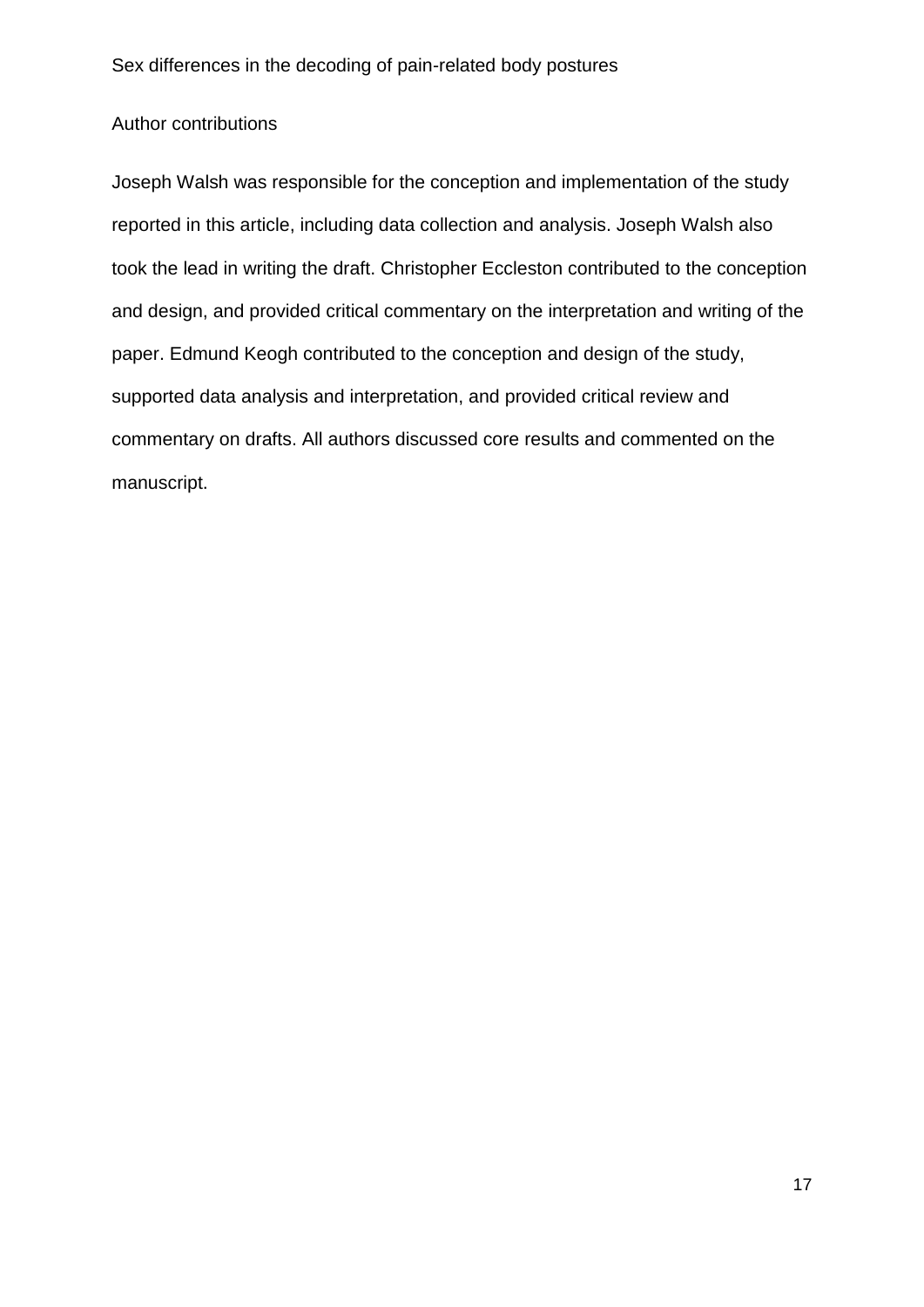## Author contributions

Joseph Walsh was responsible for the conception and implementation of the study reported in this article, including data collection and analysis. Joseph Walsh also took the lead in writing the draft. Christopher Eccleston contributed to the conception and design, and provided critical commentary on the interpretation and writing of the paper. Edmund Keogh contributed to the conception and design of the study, supported data analysis and interpretation, and provided critical review and commentary on drafts. All authors discussed core results and commented on the manuscript.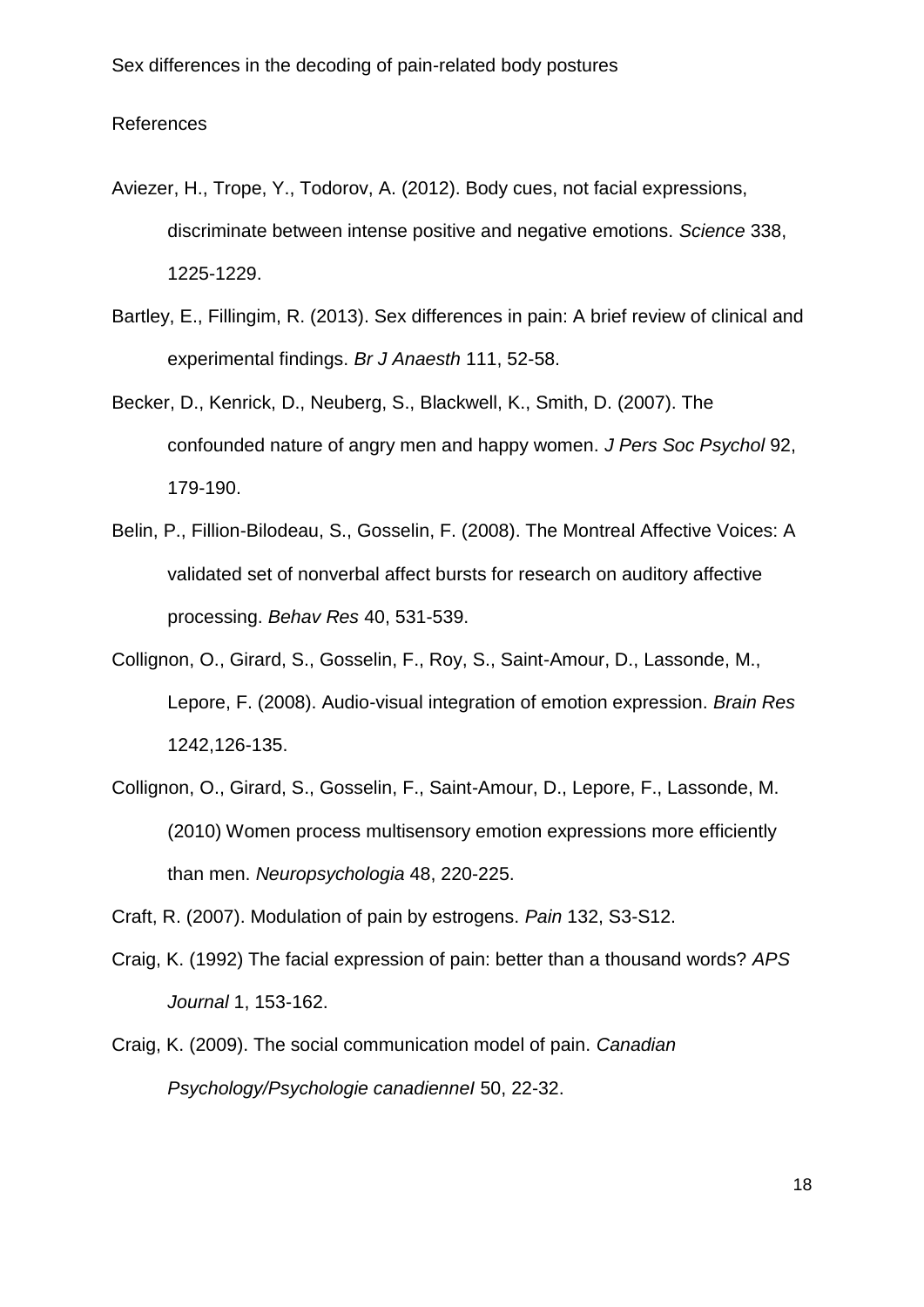References

Aviezer, H., Trope, Y., Todorov, A. (2012). Body cues, not facial expressions, discriminate between intense positive and negative emotions. *Science* 338, 1225-1229.

Bartley, E., Fillingim, R. (2013). Sex differences in pain: A brief review of clinical and experimental findings. *Br J Anaesth* 111, 52-58.

Becker, D., Kenrick, D., Neuberg, S., Blackwell, K., Smith, D. (2007). The confounded nature of angry men and happy women. *J Pers Soc Psychol* 92, 179-190.

Belin, P., Fillion-Bilodeau, S., Gosselin, F. (2008). The Montreal Affective Voices: A validated set of nonverbal affect bursts for research on auditory affective processing. *Behav Res* 40, 531-539.

Collignon, O., Girard, S., Gosselin, F., Roy, S., Saint-Amour, D., Lassonde, M., Lepore, F. (2008). Audio-visual integration of emotion expression. *Brain Res* 1242,126-135.

Collignon, O., Girard, S., Gosselin, F., Saint-Amour, D., Lepore, F., Lassonde, M. (2010) Women process multisensory emotion expressions more efficiently than men. *Neuropsychologia* 48, 220-225.

Craft, R. (2007). Modulation of pain by estrogens. *Pain* 132, S3-S12.

Craig, K. (1992) The facial expression of pain: better than a thousand words? *APS Journal* 1, 153-162.

Craig, K. (2009). The social communication model of pain. *Canadian Psychology/Psychologie canadienneI* 50, 22-32.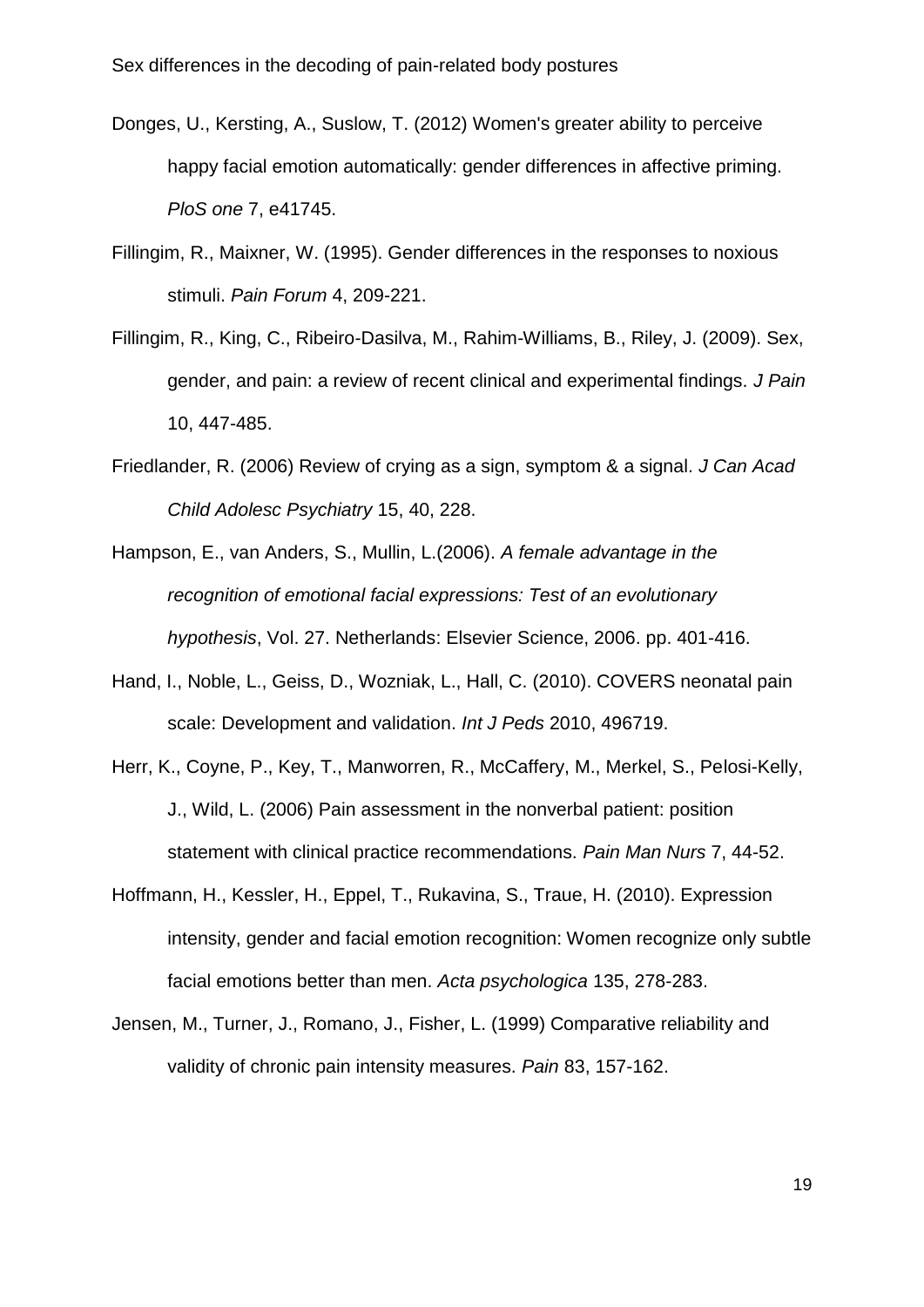Donges, U., Kersting, A., Suslow, T. (2012) Women's greater ability to perceive happy facial emotion automatically: gender differences in affective priming. *PloS one* 7, e41745.

Fillingim, R., Maixner, W. (1995). Gender differences in the responses to noxious stimuli. *Pain Forum* 4, 209-221.

Fillingim, R., King, C., Ribeiro-Dasilva, M., Rahim-Williams, B., Riley, J. (2009). Sex, gender, and pain: a review of recent clinical and experimental findings. *J Pain* 10, 447-485.

Friedlander, R. (2006) Review of crying as a sign, symptom & a signal. *J Can Acad Child Adolesc Psychiatry* 15, 40, 228.

Hampson, E., van Anders, S., Mullin, L.(2006). *A female advantage in the recognition of emotional facial expressions: Test of an evolutionary hypothesis*, Vol. 27. Netherlands: Elsevier Science, 2006. pp. 401-416.

Hand, I., Noble, L., Geiss, D., Wozniak, L., Hall, C. (2010). COVERS neonatal pain scale: Development and validation. *Int J Peds* 2010, 496719.

Herr, K., Coyne, P., Key, T., Manworren, R., McCaffery, M., Merkel, S., Pelosi-Kelly, J., Wild, L. (2006) Pain assessment in the nonverbal patient: position statement with clinical practice recommendations. *Pain Man Nurs* 7, 44-52.

Hoffmann, H., Kessler, H., Eppel, T., Rukavina, S., Traue, H. (2010). Expression intensity, gender and facial emotion recognition: Women recognize only subtle facial emotions better than men. *Acta psychologica* 135, 278-283.

Jensen, M., Turner, J., Romano, J., Fisher, L. (1999) Comparative reliability and validity of chronic pain intensity measures. *Pain* 83, 157-162.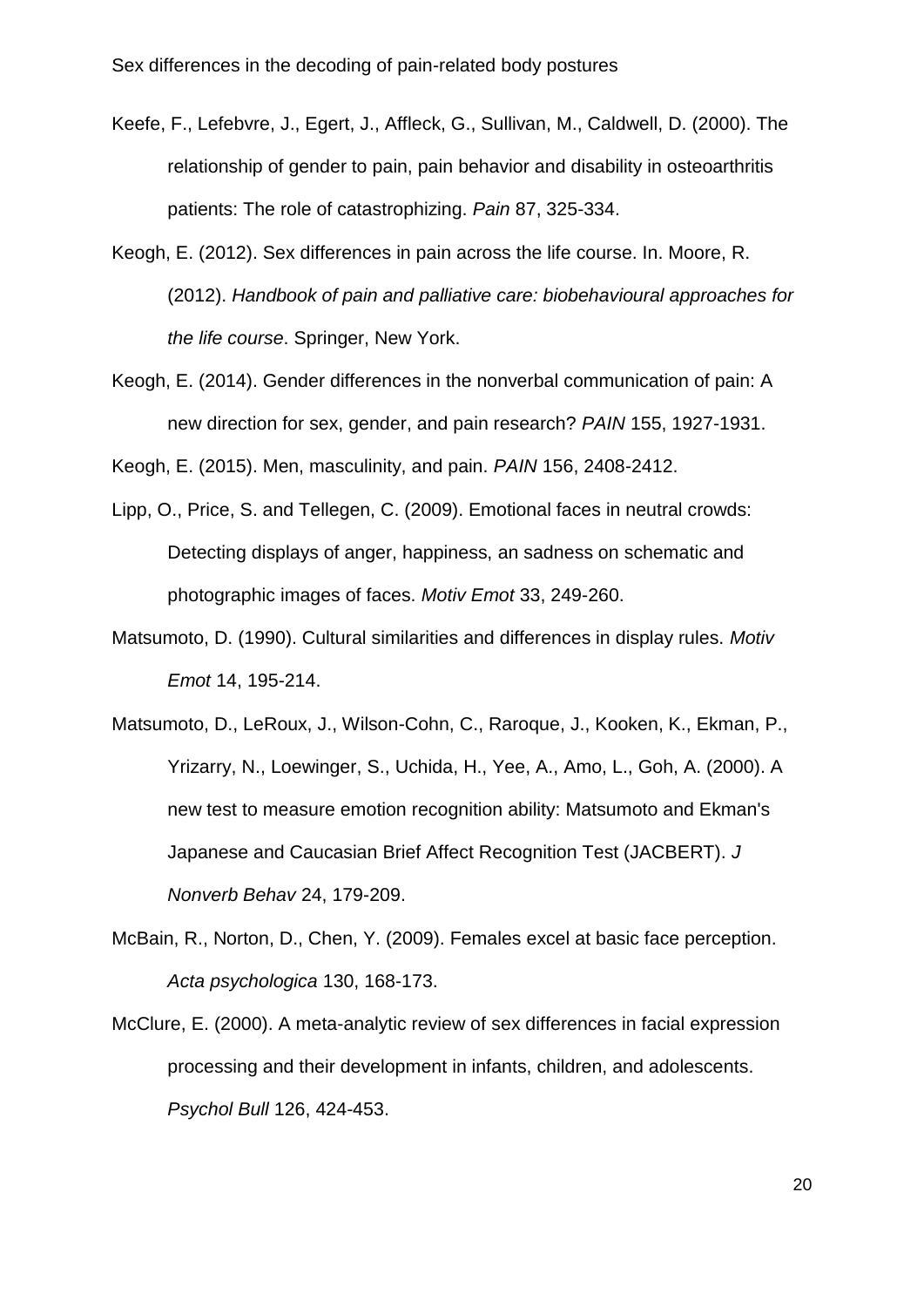Keefe, F., Lefebvre, J., Egert, J., Affleck, G., Sullivan, M., Caldwell, D. (2000). The relationship of gender to pain, pain behavior and disability in osteoarthritis patients: The role of catastrophizing. *Pain* 87, 325-334.

Keogh, E. (2012). Sex differences in pain across the life course. In. Moore, R. (2012). *Handbook of pain and palliative care: biobehavioural approaches for the life course*. Springer, New York.

Keogh, E. (2014). Gender differences in the nonverbal communication of pain: A new direction for sex, gender, and pain research? *PAIN* 155, 1927-1931.

Keogh, E. (2015). Men, masculinity, and pain. *PAIN* 156, 2408-2412.

Lipp, O., Price, S. and Tellegen, C. (2009). Emotional faces in neutral crowds: Detecting displays of anger, happiness, an sadness on schematic and photographic images of faces. *Motiv Emot* 33, 249-260.

Matsumoto, D. (1990). Cultural similarities and differences in display rules. *Motiv Emot* 14, 195-214.

Matsumoto, D., LeRoux, J., Wilson-Cohn, C., Raroque, J., Kooken, K., Ekman, P., Yrizarry, N., Loewinger, S., Uchida, H., Yee, A., Amo, L., Goh, A. (2000). A new test to measure emotion recognition ability: Matsumoto and Ekman's Japanese and Caucasian Brief Affect Recognition Test (JACBERT). *J Nonverb Behav* 24, 179-209.

McBain, R., Norton, D., Chen, Y. (2009). Females excel at basic face perception. *Acta psychologica* 130, 168-173.

McClure, E. (2000). A meta-analytic review of sex differences in facial expression processing and their development in infants, children, and adolescents. *Psychol Bull* 126, 424-453.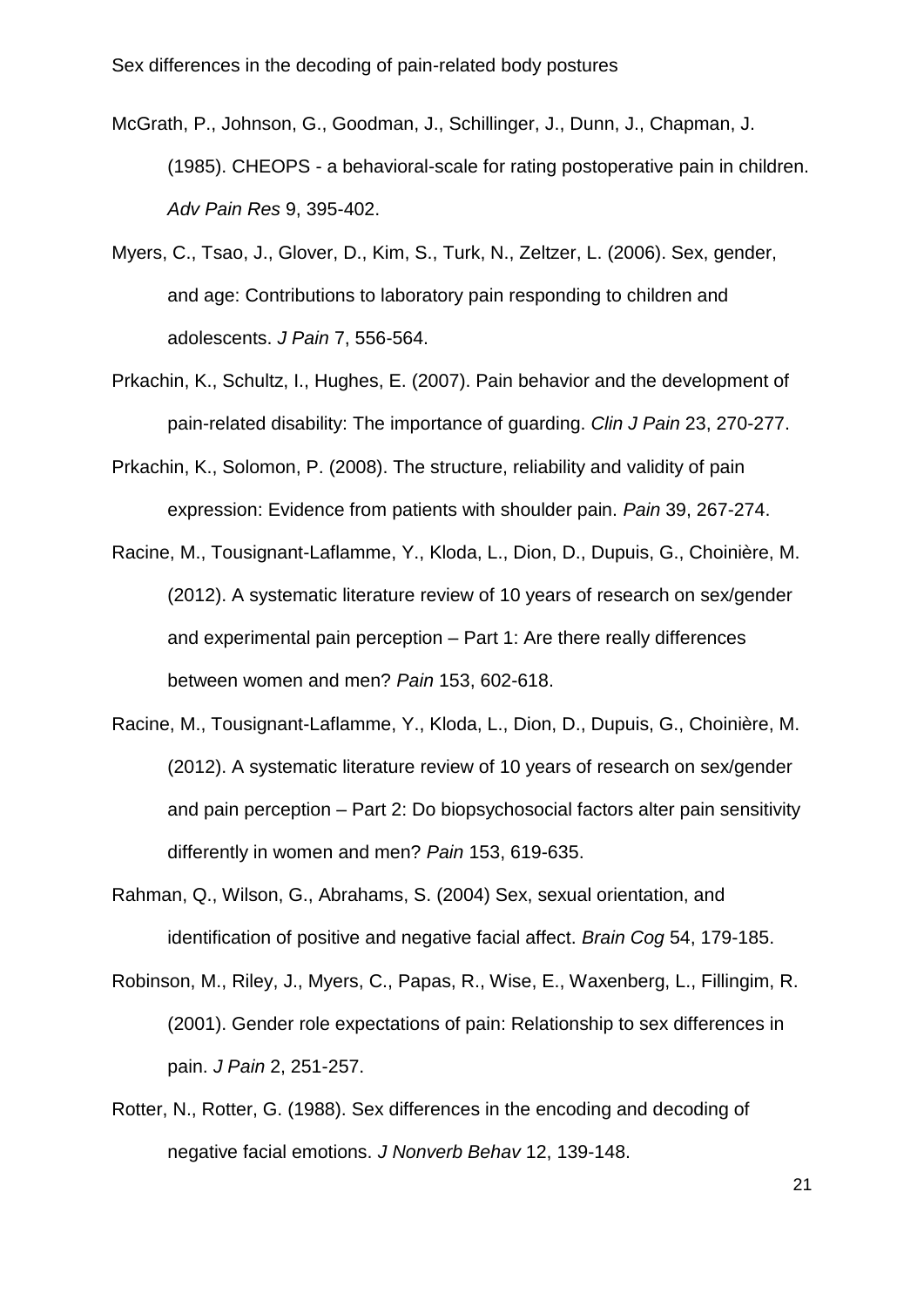McGrath, P., Johnson, G., Goodman, J., Schillinger, J., Dunn, J., Chapman, J. (1985). CHEOPS - a behavioral-scale for rating postoperative pain in children. *Adv Pain Res* 9, 395-402.

Myers, C., Tsao, J., Glover, D., Kim, S., Turk, N., Zeltzer, L. (2006). Sex, gender, and age: Contributions to laboratory pain responding to children and adolescents. *J Pain* 7, 556-564.

Prkachin, K., Schultz, I., Hughes, E. (2007). Pain behavior and the development of pain-related disability: The importance of guarding. *Clin J Pain* 23, 270-277.

Prkachin, K., Solomon, P. (2008). The structure, reliability and validity of pain expression: Evidence from patients with shoulder pain. *Pain* 39, 267-274.

Racine, M., Tousignant-Laflamme, Y., Kloda, L., Dion, D., Dupuis, G., Choinière, M. (2012). A systematic literature review of 10 years of research on sex/gender and experimental pain perception – Part 1: Are there really differences between women and men? *Pain* 153, 602-618.

Racine, M., Tousignant-Laflamme, Y., Kloda, L., Dion, D., Dupuis, G., Choinière, M. (2012). A systematic literature review of 10 years of research on sex/gender and pain perception – Part 2: Do biopsychosocial factors alter pain sensitivity differently in women and men? *Pain* 153, 619-635.

Rahman, Q., Wilson, G., Abrahams, S. (2004) Sex, sexual orientation, and identification of positive and negative facial affect. *Brain Cog* 54, 179-185.

Robinson, M., Riley, J., Myers, C., Papas, R., Wise, E., Waxenberg, L., Fillingim, R. (2001). Gender role expectations of pain: Relationship to sex differences in pain. *J Pain* 2, 251-257.

Rotter, N., Rotter, G. (1988). Sex differences in the encoding and decoding of negative facial emotions. *J Nonverb Behav* 12, 139-148.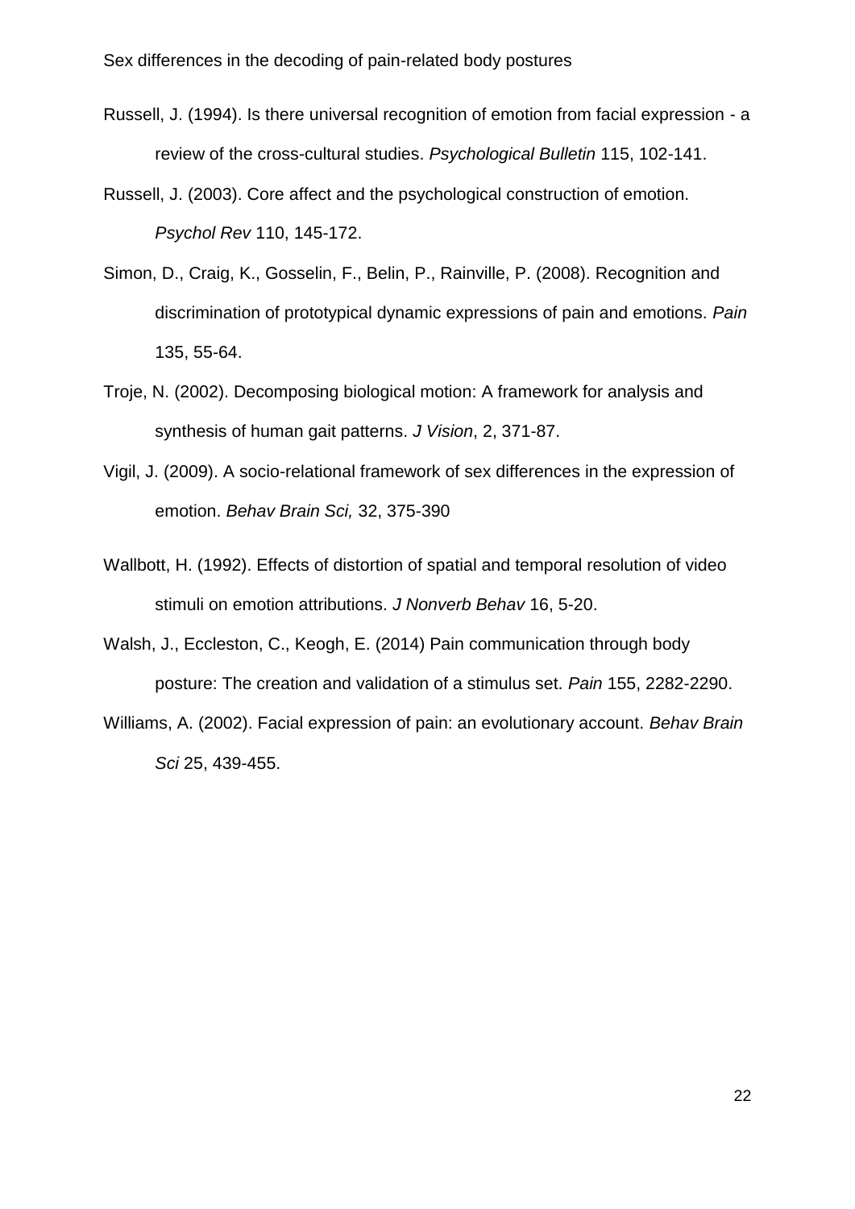Russell, J. (1994). Is there universal recognition of emotion from facial expression - a review of the cross-cultural studies. *Psychological Bulletin* 115, 102-141.

Russell, J. (2003). Core affect and the psychological construction of emotion. *Psychol Rev* 110, 145-172.

Simon, D., Craig, K., Gosselin, F., Belin, P., Rainville, P. (2008). Recognition and discrimination of prototypical dynamic expressions of pain and emotions. *Pain* 135, 55-64.

Troje, N. (2002). Decomposing biological motion: A framework for analysis and synthesis of human gait patterns. *J Vision*, 2, 371-87.

Vigil, J. (2009). A socio-relational framework of sex differences in the expression of emotion. *Behav Brain Sci,* 32, 375-390

Wallbott, H. (1992). Effects of distortion of spatial and temporal resolution of video stimuli on emotion attributions. *J Nonverb Behav* 16, 5-20.

Walsh, J., Eccleston, C., Keogh, E. (2014) Pain communication through body posture: The creation and validation of a stimulus set. *Pain* 155, 2282-2290.

Williams, A. (2002). Facial expression of pain: an evolutionary account. *Behav Brain Sci* 25, 439-455.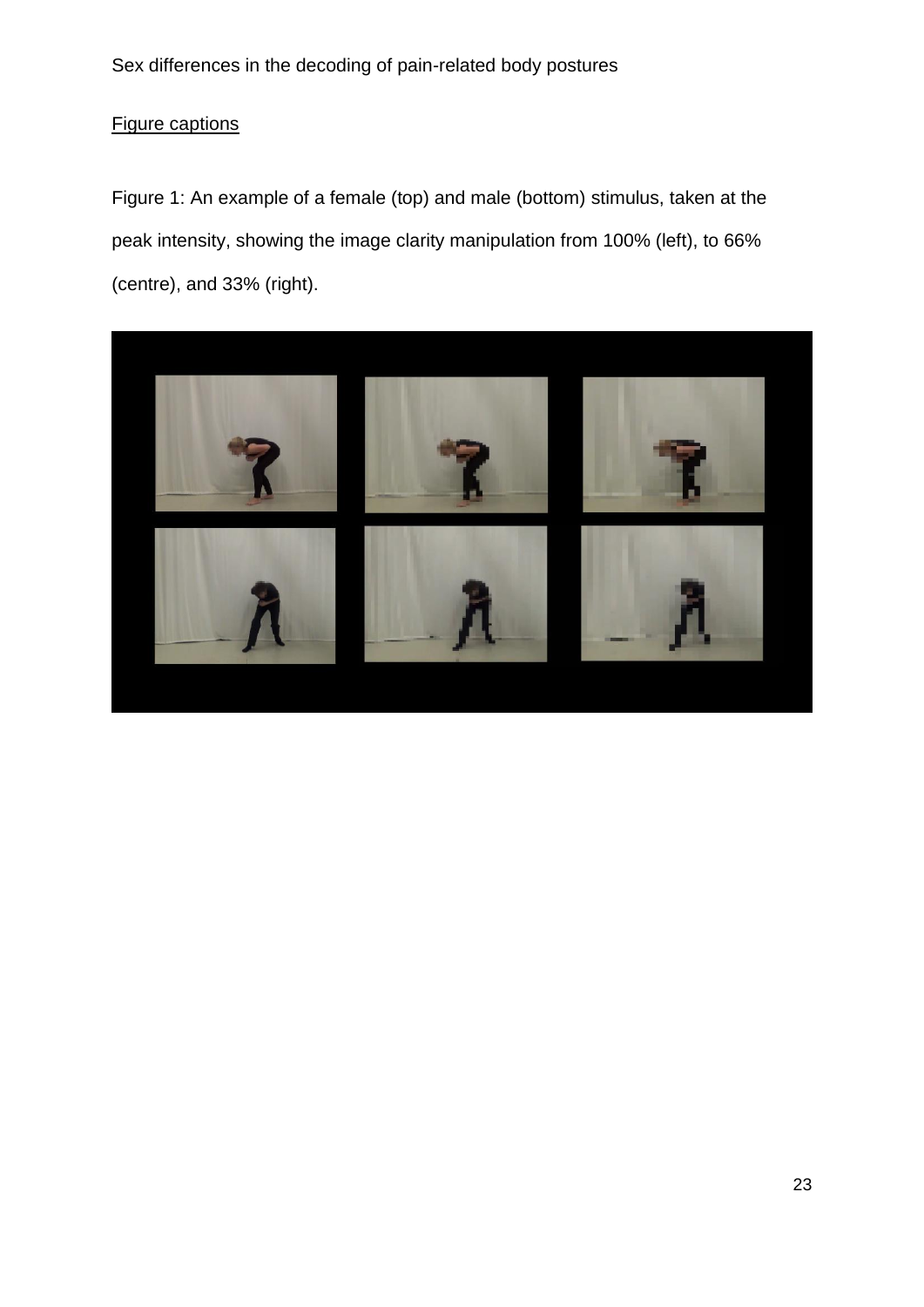Figure captions

Figure 1: An example of a female (top) and male (bottom) stimulus, taken at the peak intensity, showing the image clarity manipulation from 100% (left), to 66% (centre), and 33% (right).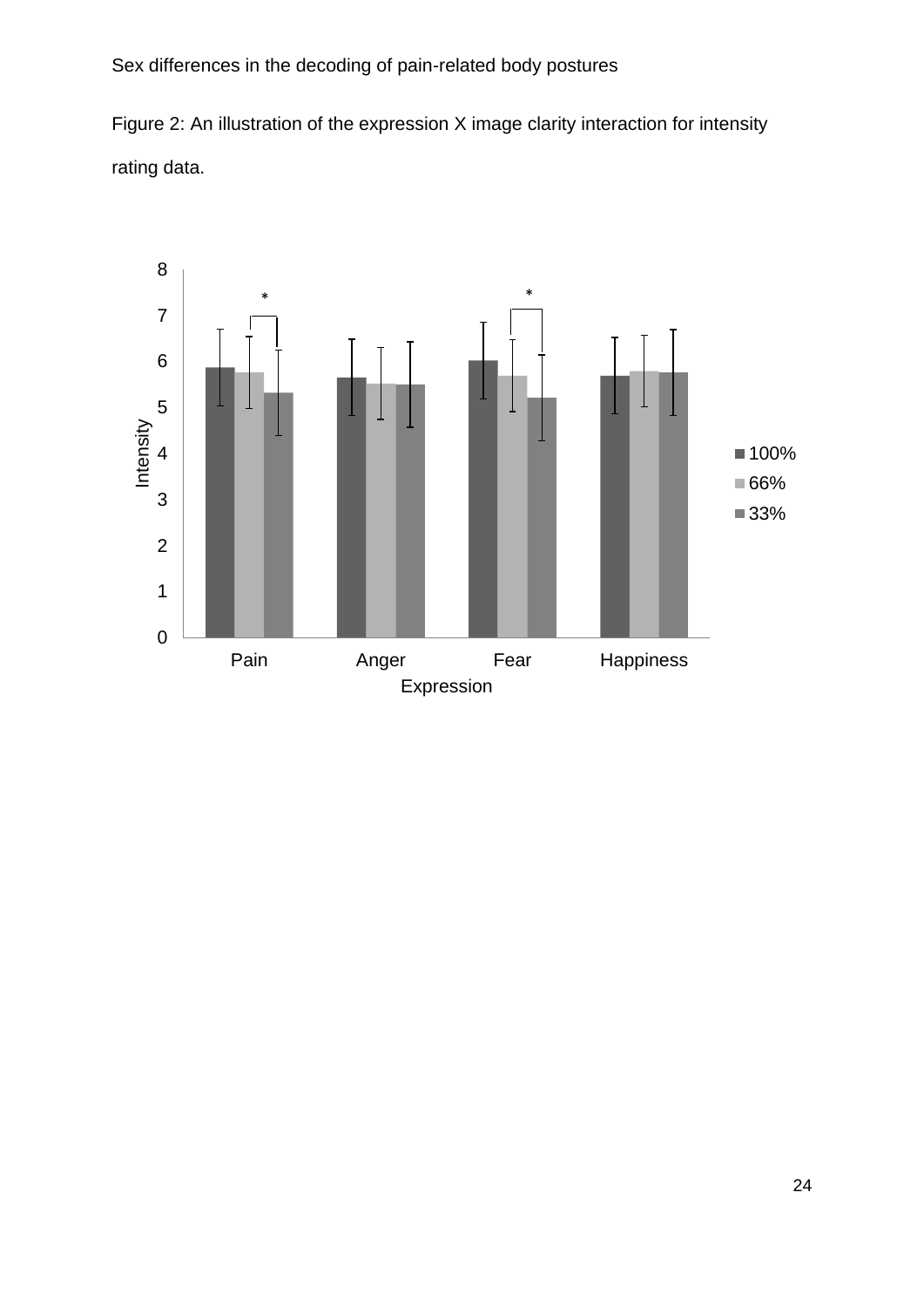Figure 2: An illustration of the expression X image clarity interaction for intensity rating data.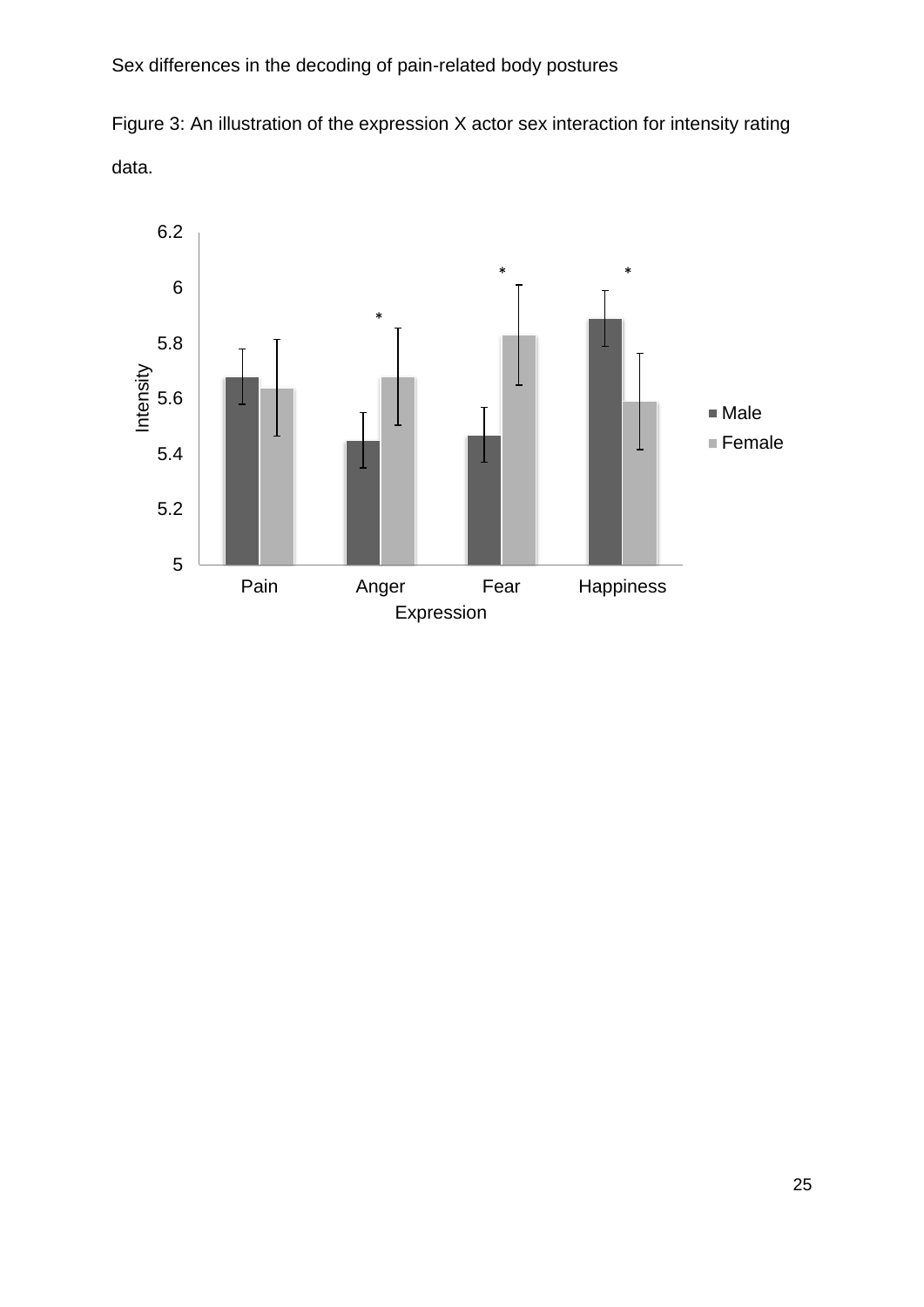Figure 3: An illustration of the expression X actor sex interaction for intensity rating data.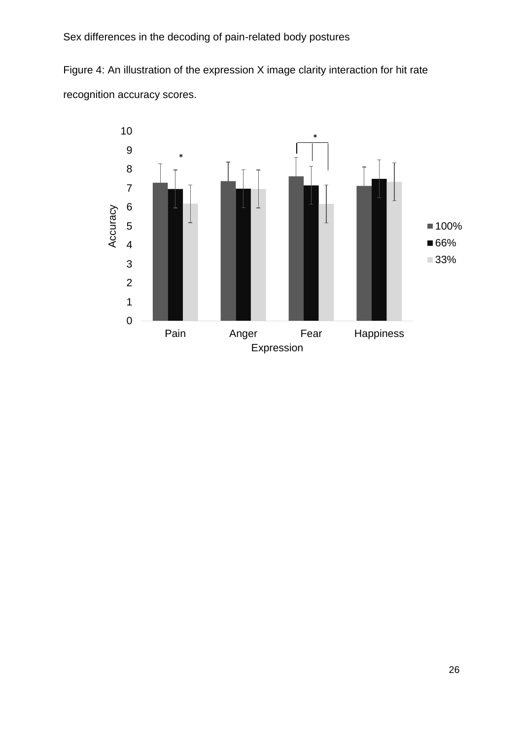Figure 4: An illustration of the expression X image clarity interaction for hit rate recognition accuracy scores.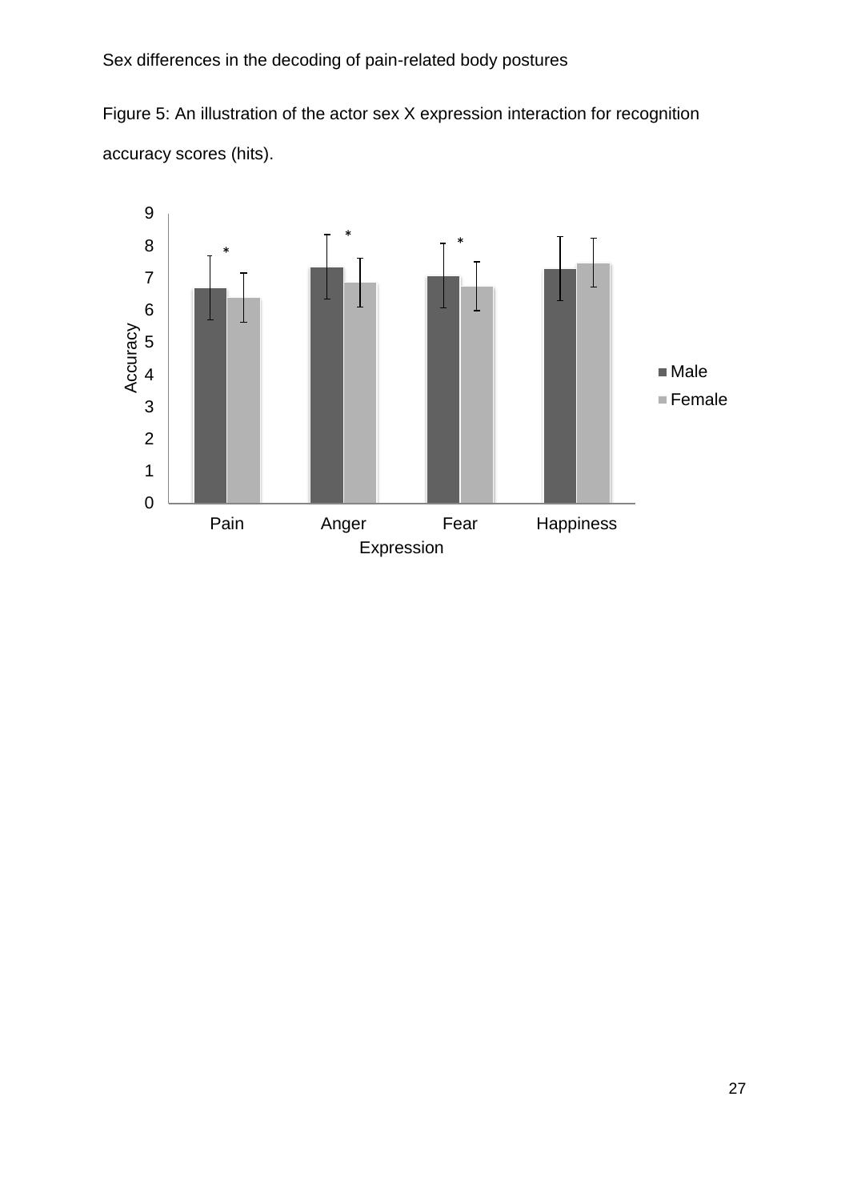Figure 5: An illustration of the actor sex X expression interaction for recognition accuracy scores (hits).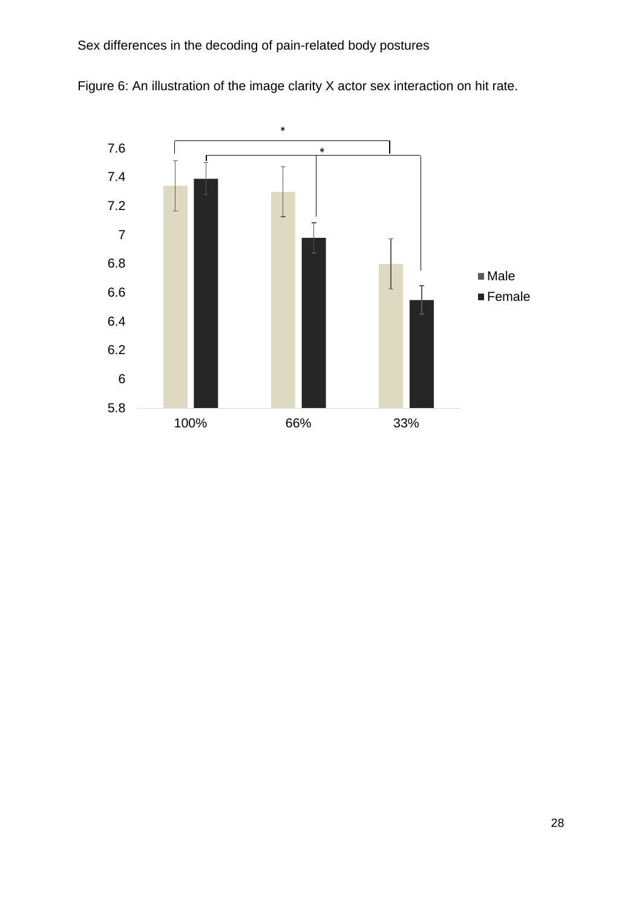Figure 6: An illustration of the image clarity X actor sex interaction on hit rate.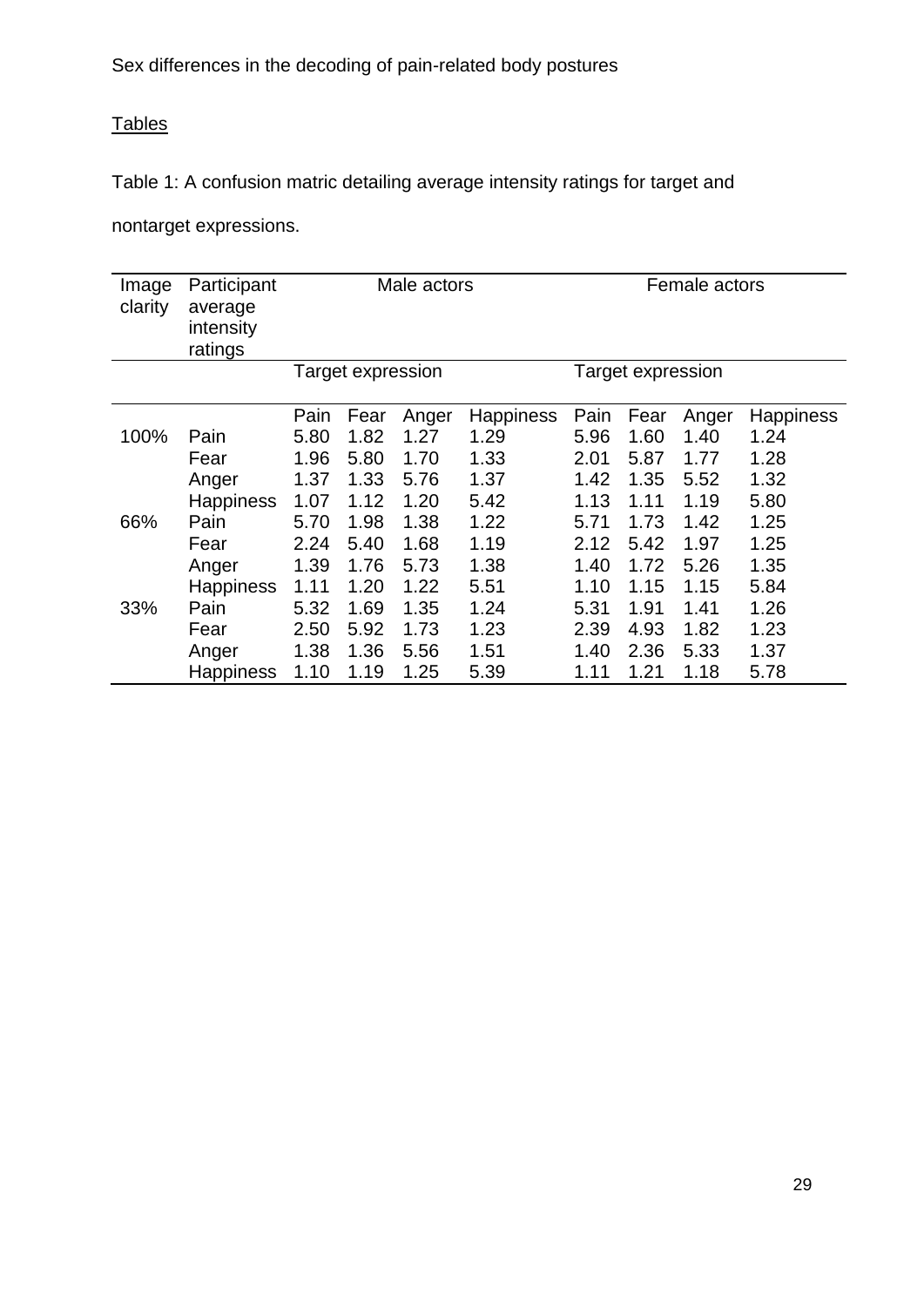Sex differences in the decoding of pain-related body postures

## Tables

Table 1: A confusion matric detailing average intensity ratings for target and nontarget expressions.

| Image clarity | Participant average intensity ratings | Male actors | | | | Female actors | | | |
|---|---|---|---|---|---|---|---|---|---|
| | | Target expression | | | | Target expression | | | |
| | | Pain | Fear | Anger | Happiness | Pain | Fear | Anger | Happiness |
| 100% | Pain | 5.80 | 1.82 | 1.27 | 1.29 | 5.96 | 1.60 | 1.40 | 1.24 |
| | Fear | 1.96 | 5.80 | 1.70 | 1.33 | 2.01 | 5.87 | 1.77 | 1.28 |
| | Anger | 1.37 | 1.33 | 5.76 | 1.37 | 1.42 | 1.35 | 5.52 | 1.32 |
| | Happiness | 1.07 | 1.12 | 1.20 | 5.42 | 1.13 | 1.11 | 1.19 | 5.80 |
| 66% | Pain | 5.70 | 1.98 | 1.38 | 1.22 | 5.71 | 1.73 | 1.42 | 1.25 |
| | Fear | 2.24 | 5.40 | 1.68 | 1.19 | 2.12 | 5.42 | 1.97 | 1.25 |
| | Anger | 1.39 | 1.76 | 5.73 | 1.38 | 1.40 | 1.72 | 5.26 | 1.35 |
| | Happiness | 1.11 | 1.20 | 1.22 | 5.51 | 1.10 | 1.15 | 1.15 | 5.84 |
| 33% | Pain | 5.32 | 1.69 | 1.35 | 1.24 | 5.31 | 1.91 | 1.41 | 1.26 |
| | Fear | 2.50 | 5.92 | 1.73 | 1.23 | 2.39 | 4.93 | 1.82 | 1.23 |
| | Anger | 1.38 | 1.36 | 5.56 | 1.51 | 1.40 | 2.36 | 5.33 | 1.37 |
| | Happiness | 1.10 | 1.19 | 1.25 | 5.39 | 1.11 | 1.21 | 1.18 | 5.78 |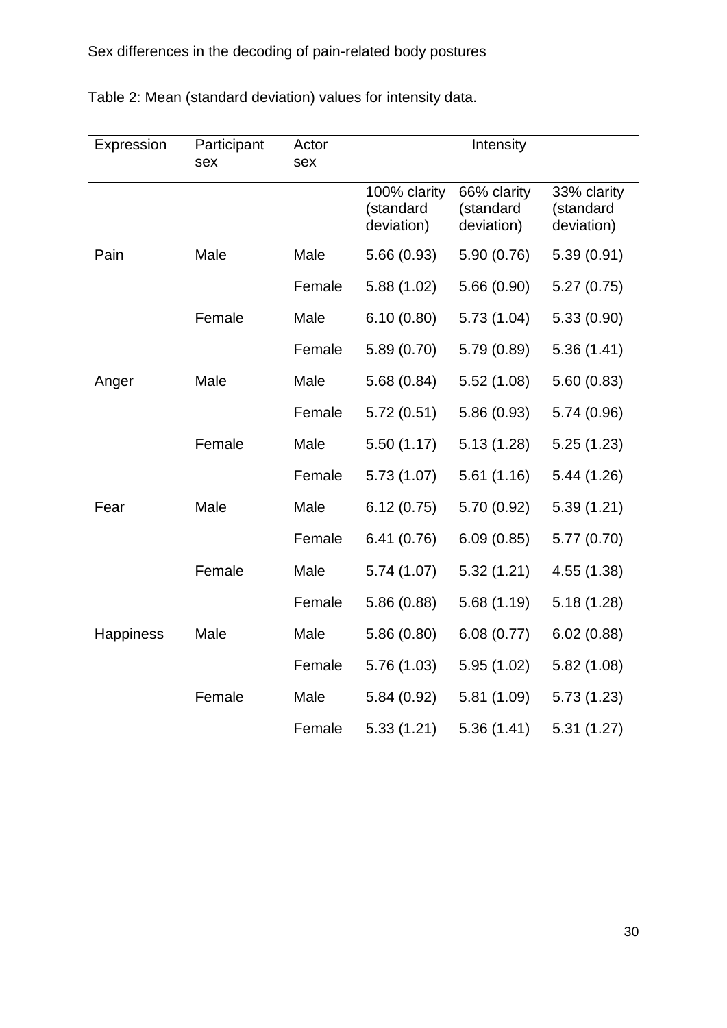Table 2: Mean (standard deviation) values for intensity data.

| Expression | Participant sex | Actor sex | Intensity | | |
|---|---|---|---|---|---|
| | | | 100% clarity (standard deviation) | 66% clarity (standard deviation) | 33% clarity (standard deviation) |
| Pain | Male | Male | 5.66 (0.93) | 5.90 (0.76) | 5.39 (0.91) |
| | | Female | 5.88 (1.02) | 5.66 (0.90) | 5.27 (0.75) |
| | Female | Male | 6.10 (0.80) | 5.73 (1.04) | 5.33 (0.90) |
| | | Female | 5.89 (0.70) | 5.79 (0.89) | 5.36 (1.41) |
| Anger | Male | Male | 5.68 (0.84) | 5.52 (1.08) | 5.60 (0.83) |
| | | Female | 5.72 (0.51) | 5.86 (0.93) | 5.74 (0.96) |
| | Female | Male | 5.50 (1.17) | 5.13 (1.28) | 5.25 (1.23) |
| | | Female | 5.73 (1.07) | 5.61 (1.16) | 5.44 (1.26) |
| Fear | Male | Male | 6.12 (0.75) | 5.70 (0.92) | 5.39 (1.21) |
| | | Female | 6.41 (0.76) | 6.09 (0.85) | 5.77 (0.70) |
| | Female | Male | 5.74 (1.07) | 5.32 (1.21) | 4.55 (1.38) |
| | | Female | 5.86 (0.88) | 5.68 (1.19) | 5.18 (1.28) |
| Happiness | Male | Male | 5.86 (0.80) | 6.08 (0.77) | 6.02 (0.88) |
| | | Female | 5.76 (1.03) | 5.95 (1.02) | 5.82 (1.08) |
| | Female | Male | 5.84 (0.92) | 5.81 (1.09) | 5.73 (1.23) |
| | | Female | 5.33 (1.21) | 5.36 (1.41) | 5.31 (1.27) |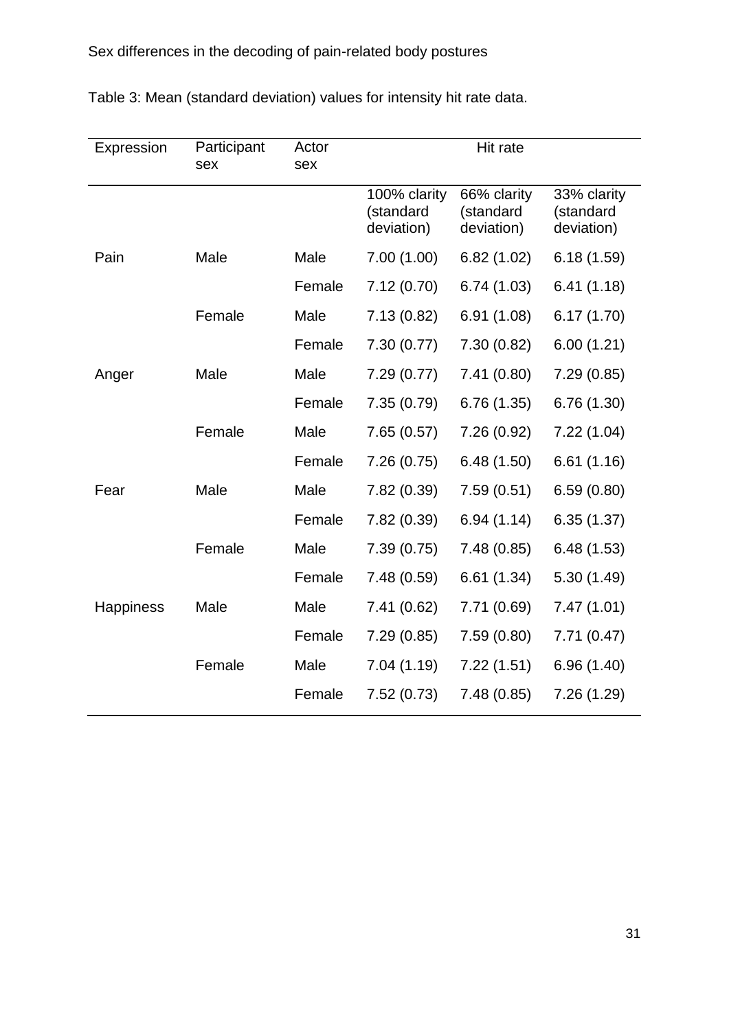Table 3: Mean (standard deviation) values for intensity hit rate data.

| Expression | Participant sex | Actor sex | Hit rate | | |
|---|---|---|---|---|---|
| | | | 100% clarity (standard deviation) | 66% clarity (standard deviation) | 33% clarity (standard deviation) |
| Pain | Male | Male | 7.00 (1.00) | 6.82 (1.02) | 6.18 (1.59) |
| | | Female | 7.12 (0.70) | 6.74 (1.03) | 6.41 (1.18) |
| | Female | Male | 7.13 (0.82) | 6.91 (1.08) | 6.17 (1.70) |
| | | Female | 7.30 (0.77) | 7.30 (0.82) | 6.00 (1.21) |
| Anger | Male | Male | 7.29 (0.77) | 7.41 (0.80) | 7.29 (0.85) |
| | | Female | 7.35 (0.79) | 6.76 (1.35) | 6.76 (1.30) |
| | Female | Male | 7.65 (0.57) | 7.26 (0.92) | 7.22 (1.04) |
| | | Female | 7.26 (0.75) | 6.48 (1.50) | 6.61 (1.16) |
| Fear | Male | Male | 7.82 (0.39) | 7.59 (0.51) | 6.59 (0.80) |
| | | Female | 7.82 (0.39) | 6.94 (1.14) | 6.35 (1.37) |
| | Female | Male | 7.39 (0.75) | 7.48 (0.85) | 6.48 (1.53) |
| | | Female | 7.48 (0.59) | 6.61 (1.34) | 5.30 (1.49) |
| Happiness | Male | Male | 7.41 (0.62) | 7.71 (0.69) | 7.47 (1.01) |
| | | Female | 7.29 (0.85) | 7.59 (0.80) | 7.71 (0.47) |
| | Female | Male | 7.04 (1.19) | 7.22 (1.51) | 6.96 (1.40) |
| | | Female | 7.52 (0.73) | 7.48 (0.85) | 7.26 (1.29) |